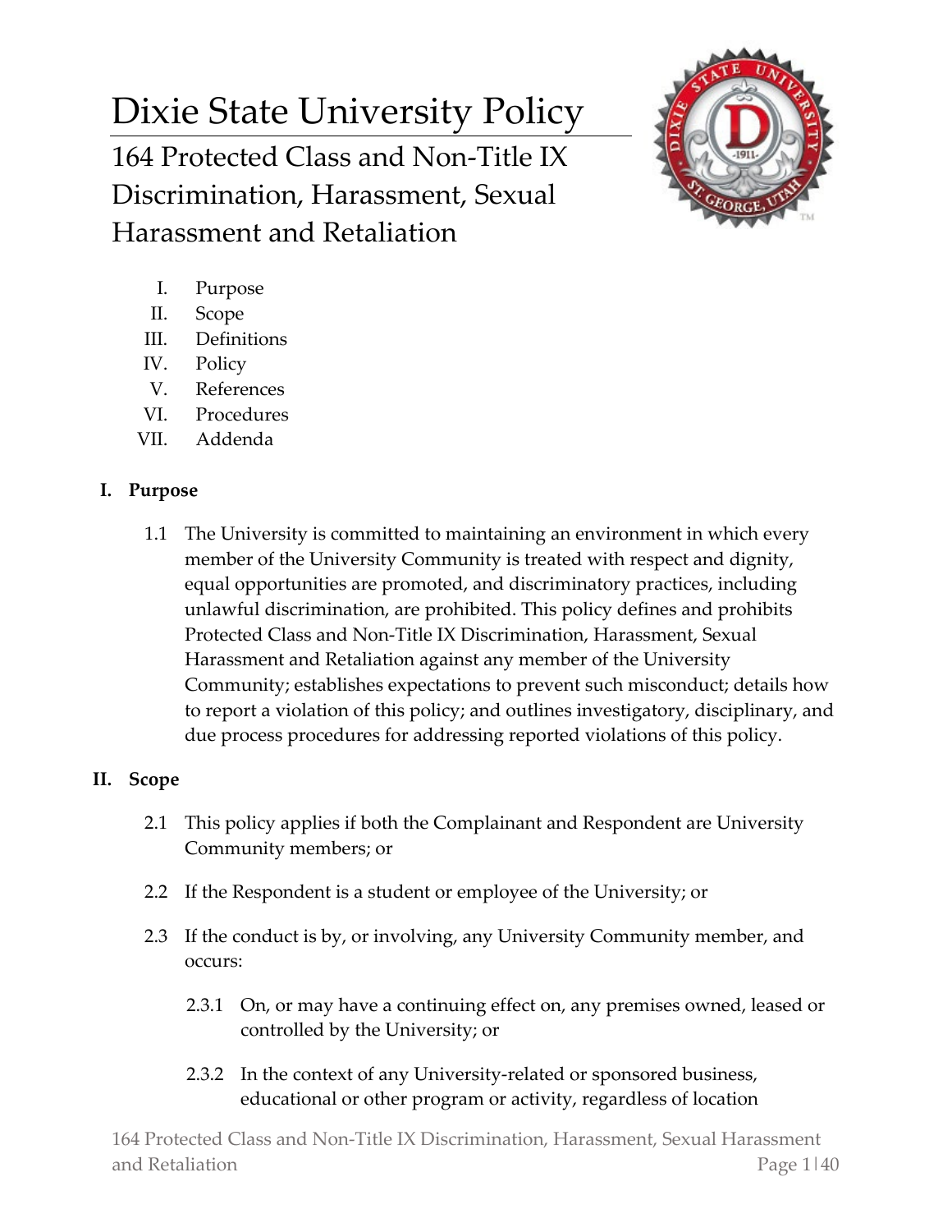# Dixie State University Policy

## 164 Protected Class and Non-Title IX Discrimination, Harassment, Sexual Harassment and Retaliation

I. Purpose
II. Scope
III. Definitions
IV. Policy
V. References
VI. Procedures
VII. Addenda

### I. Purpose

1.1 The University is committed to maintaining an environment in which every member of the University Community is treated with respect and dignity, equal opportunities are promoted, and discriminatory practices, including unlawful discrimination, are prohibited. This policy defines and prohibits Protected Class and Non-Title IX Discrimination, Harassment, Sexual Harassment and Retaliation against any member of the University Community; establishes expectations to prevent such misconduct; details how to report a violation of this policy; and outlines investigatory, disciplinary, and due process procedures for addressing reported violations of this policy.

### II. Scope

2.1 This policy applies if both the Complainant and Respondent are University Community members; or

2.2 If the Respondent is a student or employee of the University; or

2.3 If the conduct is by, or involving, any University Community member, and occurs:

2.3.1 On, or may have a continuing effect on, any premises owned, leased or controlled by the University; or

2.3.2 In the context of any University-related or sponsored business, educational or other program or activity, regardless of location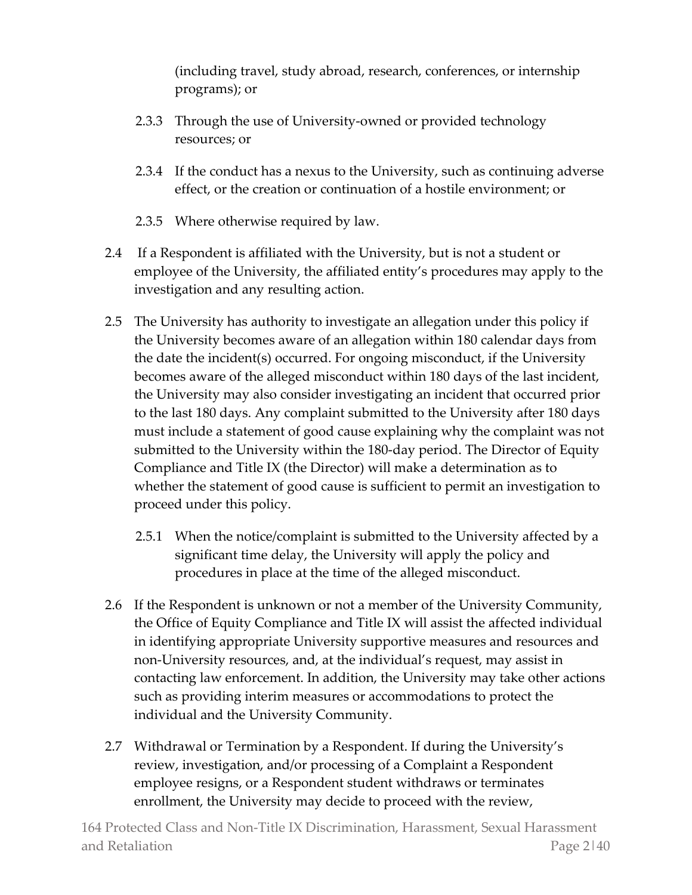(including travel, study abroad, research, conferences, or internship programs); or

- 2.3.3 Through the use of University-owned or provided technology resources; or
- 2.3.4 If the conduct has a nexus to the University, such as continuing adverse effect, or the creation or continuation of a hostile environment; or
- 2.3.5 Where otherwise required by law.

2.4 If a Respondent is affiliated with the University, but is not a student or employee of the University, the affiliated entity's procedures may apply to the investigation and any resulting action.

2.5 The University has authority to investigate an allegation under this policy if the University becomes aware of an allegation within 180 calendar days from the date the incident(s) occurred. For ongoing misconduct, if the University becomes aware of the alleged misconduct within 180 days of the last incident, the University may also consider investigating an incident that occurred prior to the last 180 days. Any complaint submitted to the University after 180 days must include a statement of good cause explaining why the complaint was not submitted to the University within the 180-day period. The Director of Equity Compliance and Title IX (the Director) will make a determination as to whether the statement of good cause is sufficient to permit an investigation to proceed under this policy.

- 2.5.1 When the notice/complaint is submitted to the University affected by a significant time delay, the University will apply the policy and procedures in place at the time of the alleged misconduct.

2.6 If the Respondent is unknown or not a member of the University Community, the Office of Equity Compliance and Title IX will assist the affected individual in identifying appropriate University supportive measures and resources and non-University resources, and, at the individual's request, may assist in contacting law enforcement. In addition, the University may take other actions such as providing interim measures or accommodations to protect the individual and the University Community.

2.7 Withdrawal or Termination by a Respondent. If during the University's review, investigation, and/or processing of a Complaint a Respondent employee resigns, or a Respondent student withdraws or terminates enrollment, the University may decide to proceed with the review,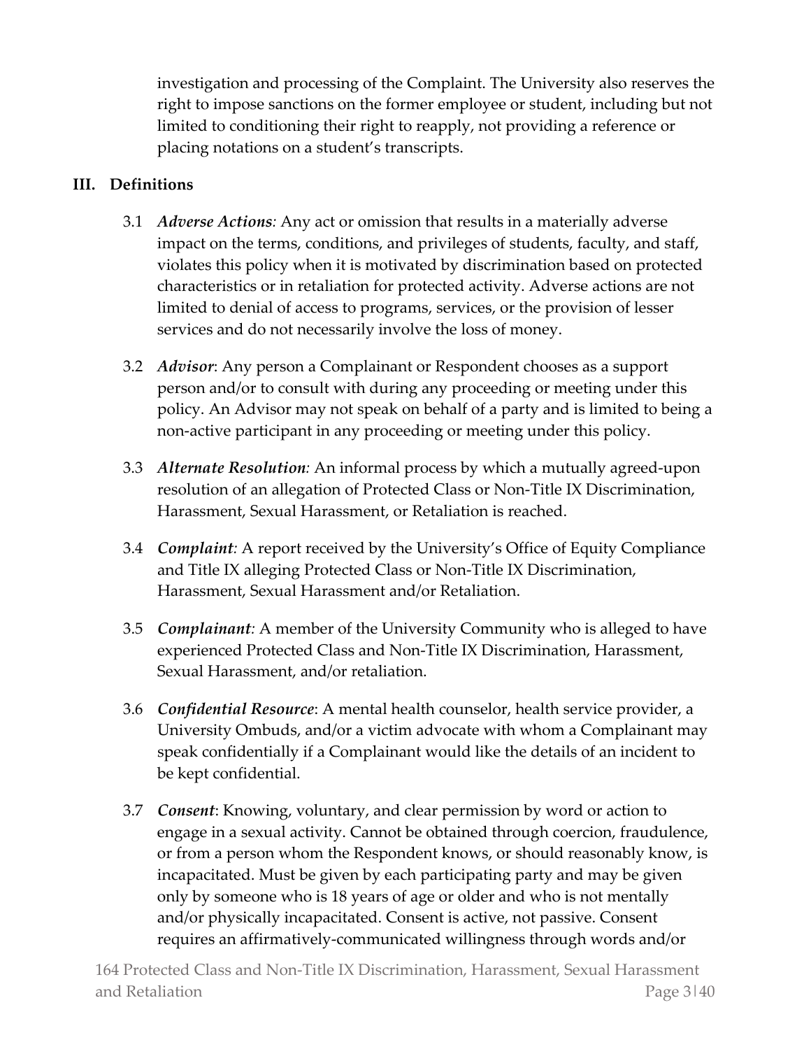investigation and processing of the Complaint. The University also reserves the right to impose sanctions on the former employee or student, including but not limited to conditioning their right to reapply, not providing a reference or placing notations on a student's transcripts.

## III. Definitions

3.1 ***Adverse Actions**:* Any act or omission that results in a materially adverse impact on the terms, conditions, and privileges of students, faculty, and staff, violates this policy when it is motivated by discrimination based on protected characteristics or in retaliation for protected activity. Adverse actions are not limited to denial of access to programs, services, or the provision of lesser services and do not necessarily involve the loss of money.

3.2 ***Advisor***: Any person a Complainant or Respondent chooses as a support person and/or to consult with during any proceeding or meeting under this policy. An Advisor may not speak on behalf of a party and is limited to being a non-active participant in any proceeding or meeting under this policy.

3.3 ***Alternate Resolution**:* An informal process by which a mutually agreed-upon resolution of an allegation of Protected Class or Non-Title IX Discrimination, Harassment, Sexual Harassment, or Retaliation is reached.

3.4 ***Complaint**:* A report received by the University's Office of Equity Compliance and Title IX alleging Protected Class or Non-Title IX Discrimination, Harassment, Sexual Harassment and/or Retaliation.

3.5 ***Complainant**:* A member of the University Community who is alleged to have experienced Protected Class and Non-Title IX Discrimination, Harassment, Sexual Harassment, and/or retaliation.

3.6 ***Confidential Resource***: A mental health counselor, health service provider, a University Ombuds, and/or a victim advocate with whom a Complainant may speak confidentially if a Complainant would like the details of an incident to be kept confidential.

3.7 ***Consent***: Knowing, voluntary, and clear permission by word or action to engage in a sexual activity. Cannot be obtained through coercion, fraudulence, or from a person whom the Respondent knows, or should reasonably know, is incapacitated. Must be given by each participating party and may be given only by someone who is 18 years of age or older and who is not mentally and/or physically incapacitated. Consent is active, not passive. Consent requires an affirmatively-communicated willingness through words and/or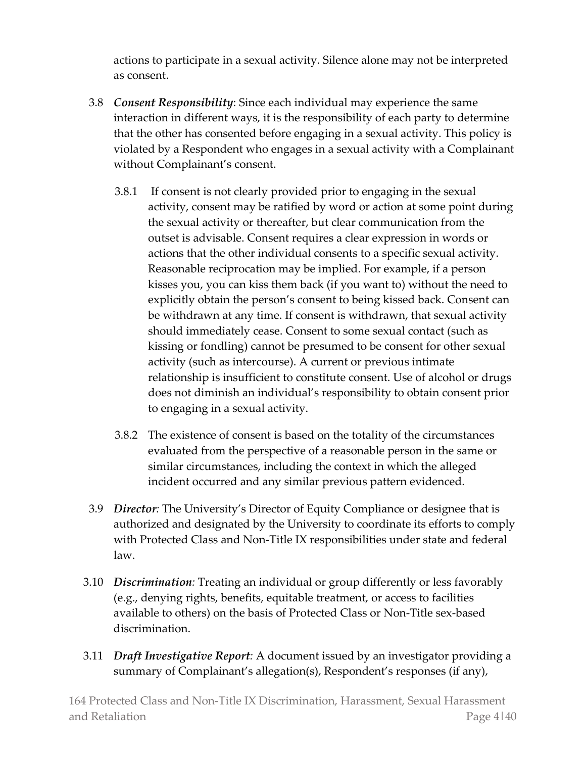actions to participate in a sexual activity. Silence alone may not be interpreted as consent.

3.8 ***Consent Responsibility***: Since each individual may experience the same interaction in different ways, it is the responsibility of each party to determine that the other has consented before engaging in a sexual activity. This policy is violated by a Respondent who engages in a sexual activity with a Complainant without Complainant's consent.

3.8.1 If consent is not clearly provided prior to engaging in the sexual activity, consent may be ratified by word or action at some point during the sexual activity or thereafter, but clear communication from the outset is advisable. Consent requires a clear expression in words or actions that the other individual consents to a specific sexual activity. Reasonable reciprocation may be implied. For example, if a person kisses you, you can kiss them back (if you want to) without the need to explicitly obtain the person's consent to being kissed back. Consent can be withdrawn at any time. If consent is withdrawn, that sexual activity should immediately cease. Consent to some sexual contact (such as kissing or fondling) cannot be presumed to be consent for other sexual activity (such as intercourse). A current or previous intimate relationship is insufficient to constitute consent. Use of alcohol or drugs does not diminish an individual's responsibility to obtain consent prior to engaging in a sexual activity.

3.8.2 The existence of consent is based on the totality of the circumstances evaluated from the perspective of a reasonable person in the same or similar circumstances, including the context in which the alleged incident occurred and any similar previous pattern evidenced.

3.9 ***Director****:* The University's Director of Equity Compliance or designee that is authorized and designated by the University to coordinate its efforts to comply with Protected Class and Non-Title IX responsibilities under state and federal law.

3.10 ***Discrimination****:* Treating an individual or group differently or less favorably (e.g., denying rights, benefits, equitable treatment, or access to facilities available to others) on the basis of Protected Class or Non-Title sex-based discrimination.

3.11 ***Draft Investigative Report****:* A document issued by an investigator providing a summary of Complainant's allegation(s), Respondent's responses (if any),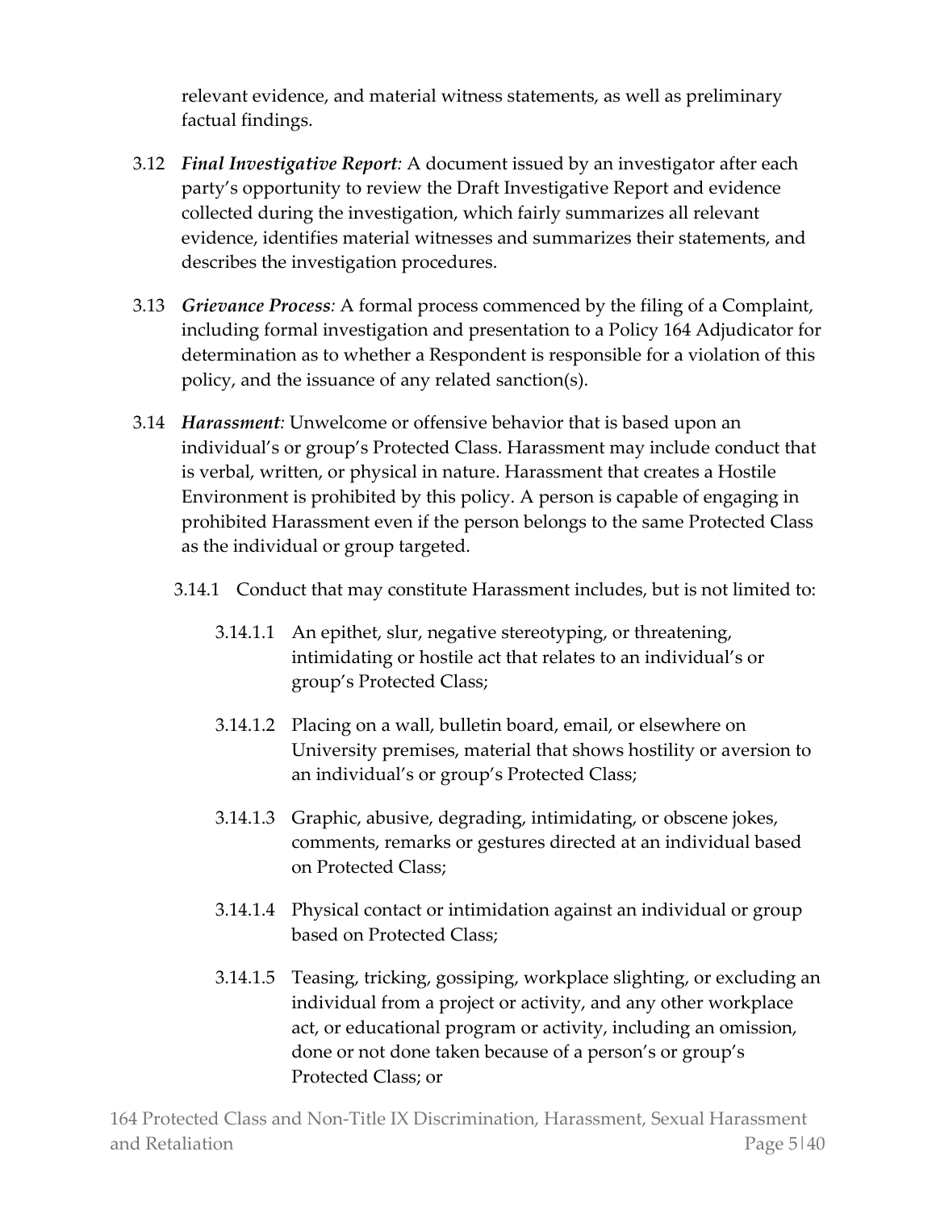relevant evidence, and material witness statements, as well as preliminary factual findings.

3.12 ***Final Investigative Report**:* A document issued by an investigator after each party's opportunity to review the Draft Investigative Report and evidence collected during the investigation, which fairly summarizes all relevant evidence, identifies material witnesses and summarizes their statements, and describes the investigation procedures.

3.13 ***Grievance Process**:* A formal process commenced by the filing of a Complaint, including formal investigation and presentation to a Policy 164 Adjudicator for determination as to whether a Respondent is responsible for a violation of this policy, and the issuance of any related sanction(s).

3.14 ***Harassment**:* Unwelcome or offensive behavior that is based upon an individual's or group's Protected Class. Harassment may include conduct that is verbal, written, or physical in nature. Harassment that creates a Hostile Environment is prohibited by this policy. A person is capable of engaging in prohibited Harassment even if the person belongs to the same Protected Class as the individual or group targeted.

3.14.1 Conduct that may constitute Harassment includes, but is not limited to:

3.14.1.1 An epithet, slur, negative stereotyping, or threatening, intimidating or hostile act that relates to an individual's or group's Protected Class;

3.14.1.2 Placing on a wall, bulletin board, email, or elsewhere on University premises, material that shows hostility or aversion to an individual's or group's Protected Class;

3.14.1.3 Graphic, abusive, degrading, intimidating, or obscene jokes, comments, remarks or gestures directed at an individual based on Protected Class;

3.14.1.4 Physical contact or intimidation against an individual or group based on Protected Class;

3.14.1.5 Teasing, tricking, gossiping, workplace slighting, or excluding an individual from a project or activity, and any other workplace act, or educational program or activity, including an omission, done or not done taken because of a person's or group's Protected Class; or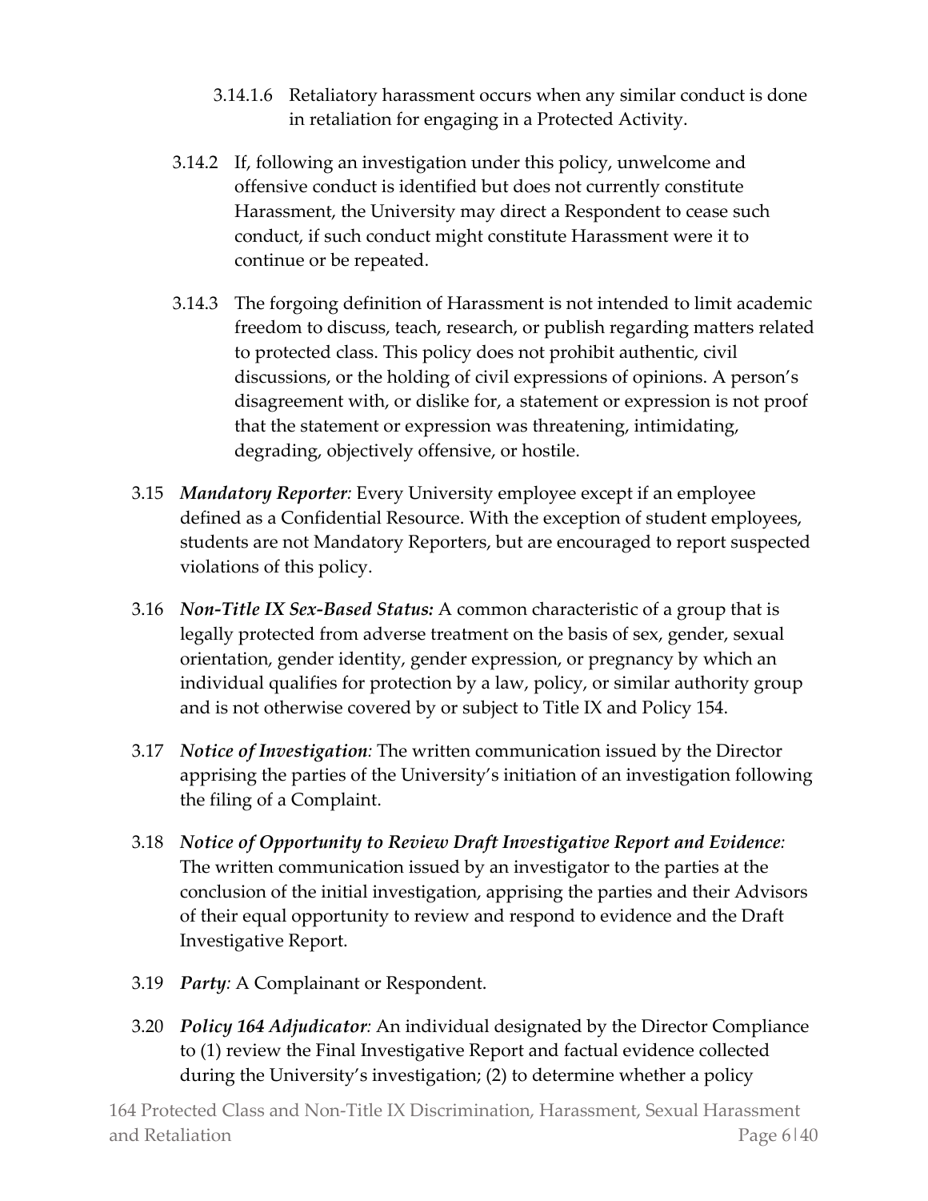3.14.1.6 Retaliatory harassment occurs when any similar conduct is done in retaliation for engaging in a Protected Activity.

3.14.2 If, following an investigation under this policy, unwelcome and offensive conduct is identified but does not currently constitute Harassment, the University may direct a Respondent to cease such conduct, if such conduct might constitute Harassment were it to continue or be repeated.

3.14.3 The forgoing definition of Harassment is not intended to limit academic freedom to discuss, teach, research, or publish regarding matters related to protected class. This policy does not prohibit authentic, civil discussions, or the holding of civil expressions of opinions. A person's disagreement with, or dislike for, a statement or expression is not proof that the statement or expression was threatening, intimidating, degrading, objectively offensive, or hostile.

3.15 ***Mandatory Reporter****:* Every University employee except if an employee defined as a Confidential Resource. With the exception of student employees, students are not Mandatory Reporters, but are encouraged to report suspected violations of this policy.

3.16 ***Non-Title IX Sex-Based Status:*** A common characteristic of a group that is legally protected from adverse treatment on the basis of sex, gender, sexual orientation, gender identity, gender expression, or pregnancy by which an individual qualifies for protection by a law, policy, or similar authority group and is not otherwise covered by or subject to Title IX and Policy 154.

3.17 ***Notice of Investigation****:* The written communication issued by the Director apprising the parties of the University's initiation of an investigation following the filing of a Complaint.

3.18 ***Notice of Opportunity to Review Draft Investigative Report and Evidence****:* The written communication issued by an investigator to the parties at the conclusion of the initial investigation, apprising the parties and their Advisors of their equal opportunity to review and respond to evidence and the Draft Investigative Report.

3.19 ***Party****:* A Complainant or Respondent.

3.20 ***Policy 164 Adjudicator****:* An individual designated by the Director Compliance to (1) review the Final Investigative Report and factual evidence collected during the University's investigation; (2) to determine whether a policy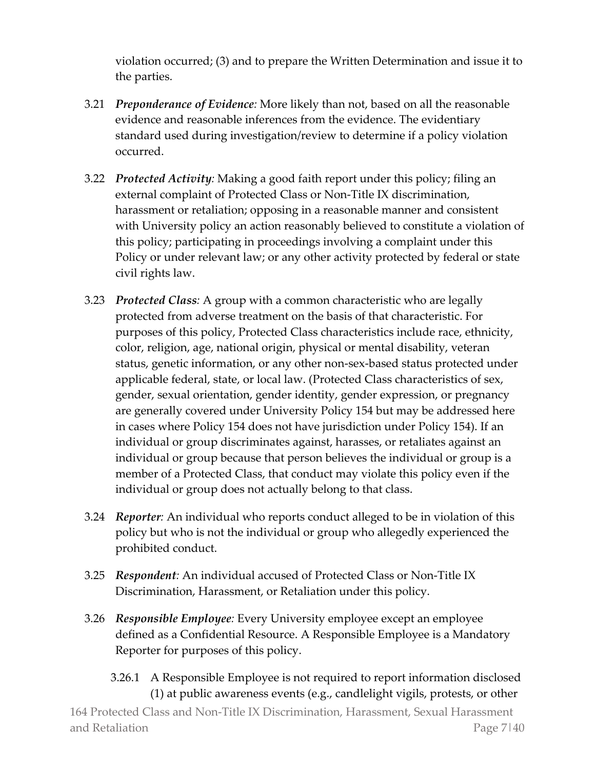violation occurred; (3) and to prepare the Written Determination and issue it to the parties.

3.21 ***Preponderance of Evidence**:* More likely than not, based on all the reasonable evidence and reasonable inferences from the evidence. The evidentiary standard used during investigation/review to determine if a policy violation occurred.

3.22 ***Protected Activity**:* Making a good faith report under this policy; filing an external complaint of Protected Class or Non-Title IX discrimination, harassment or retaliation; opposing in a reasonable manner and consistent with University policy an action reasonably believed to constitute a violation of this policy; participating in proceedings involving a complaint under this Policy or under relevant law; or any other activity protected by federal or state civil rights law.

3.23 ***Protected Class**:* A group with a common characteristic who are legally protected from adverse treatment on the basis of that characteristic. For purposes of this policy, Protected Class characteristics include race, ethnicity, color, religion, age, national origin, physical or mental disability, veteran status, genetic information, or any other non-sex-based status protected under applicable federal, state, or local law. (Protected Class characteristics of sex, gender, sexual orientation, gender identity, gender expression, or pregnancy are generally covered under University Policy 154 but may be addressed here in cases where Policy 154 does not have jurisdiction under Policy 154). If an individual or group discriminates against, harasses, or retaliates against an individual or group because that person believes the individual or group is a member of a Protected Class, that conduct may violate this policy even if the individual or group does not actually belong to that class.

3.24 ***Reporter**:* An individual who reports conduct alleged to be in violation of this policy but who is not the individual or group who allegedly experienced the prohibited conduct.

3.25 ***Respondent**:* An individual accused of Protected Class or Non-Title IX Discrimination, Harassment, or Retaliation under this policy.

3.26 ***Responsible Employee**:* Every University employee except an employee defined as a Confidential Resource. A Responsible Employee is a Mandatory Reporter for purposes of this policy.

3.26.1 A Responsible Employee is not required to report information disclosed (1) at public awareness events (e.g., candlelight vigils, protests, or other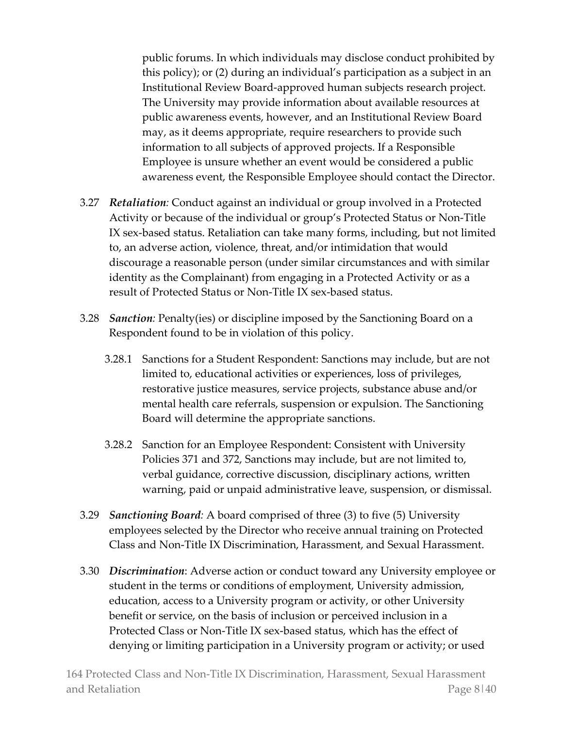public forums. In which individuals may disclose conduct prohibited by this policy); or (2) during an individual's participation as a subject in an Institutional Review Board-approved human subjects research project. The University may provide information about available resources at public awareness events, however, and an Institutional Review Board may, as it deems appropriate, require researchers to provide such information to all subjects of approved projects. If a Responsible Employee is unsure whether an event would be considered a public awareness event, the Responsible Employee should contact the Director.

3.27 ***Retaliation**:* Conduct against an individual or group involved in a Protected Activity or because of the individual or group's Protected Status or Non-Title IX sex-based status. Retaliation can take many forms, including, but not limited to, an adverse action, violence, threat, and/or intimidation that would discourage a reasonable person (under similar circumstances and with similar identity as the Complainant) from engaging in a Protected Activity or as a result of Protected Status or Non-Title IX sex-based status.

3.28 ***Sanction**:* Penalty(ies) or discipline imposed by the Sanctioning Board on a Respondent found to be in violation of this policy.

3.28.1 Sanctions for a Student Respondent: Sanctions may include, but are not limited to, educational activities or experiences, loss of privileges, restorative justice measures, service projects, substance abuse and/or mental health care referrals, suspension or expulsion. The Sanctioning Board will determine the appropriate sanctions.

3.28.2 Sanction for an Employee Respondent: Consistent with University Policies 371 and 372, Sanctions may include, but are not limited to, verbal guidance, corrective discussion, disciplinary actions, written warning, paid or unpaid administrative leave, suspension, or dismissal.

3.29 ***Sanctioning Board**:* A board comprised of three (3) to five (5) University employees selected by the Director who receive annual training on Protected Class and Non-Title IX Discrimination, Harassment, and Sexual Harassment.

3.30 ***Discrimination***: Adverse action or conduct toward any University employee or student in the terms or conditions of employment, University admission, education, access to a University program or activity, or other University benefit or service, on the basis of inclusion or perceived inclusion in a Protected Class or Non-Title IX sex-based status, which has the effect of denying or limiting participation in a University program or activity; or used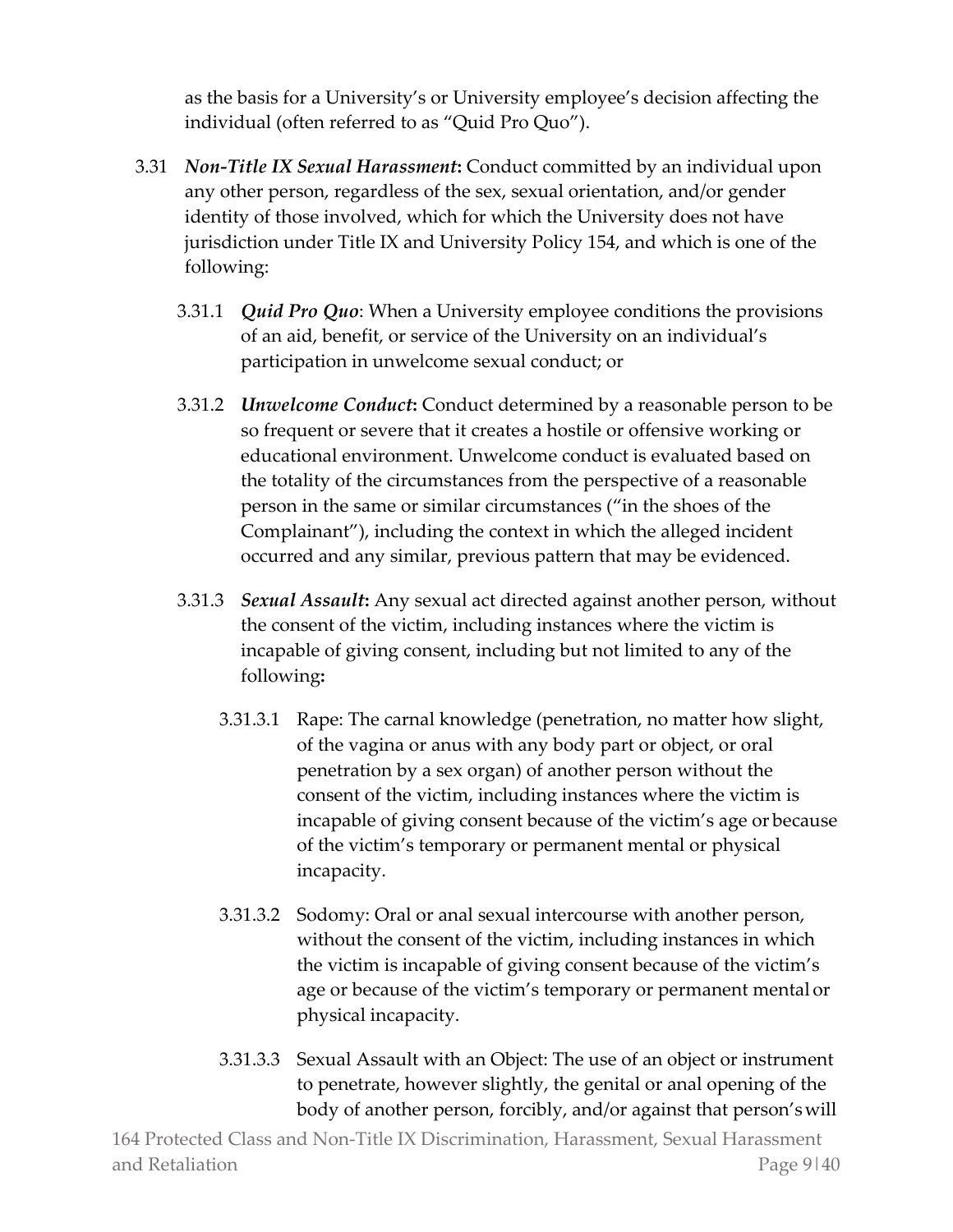as the basis for a University's or University employee's decision affecting the individual (often referred to as "Quid Pro Quo").

3.31 ***Non-Title IX Sexual Harassment*****:** Conduct committed by an individual upon any other person, regardless of the sex, sexual orientation, and/or gender identity of those involved, which for which the University does not have jurisdiction under Title IX and University Policy 154, and which is one of the following:

3.31.1 ***Quid Pro Quo***: When a University employee conditions the provisions of an aid, benefit, or service of the University on an individual's participation in unwelcome sexual conduct; or

3.31.2 ***Unwelcome Conduct*****:** Conduct determined by a reasonable person to be so frequent or severe that it creates a hostile or offensive working or educational environment. Unwelcome conduct is evaluated based on the totality of the circumstances from the perspective of a reasonable person in the same or similar circumstances ("in the shoes of the Complainant"), including the context in which the alleged incident occurred and any similar, previous pattern that may be evidenced.

3.31.3 ***Sexual Assault*****:** Any sexual act directed against another person, without the consent of the victim, including instances where the victim is incapable of giving consent, including but not limited to any of the following**:**

3.31.3.1 Rape: The carnal knowledge (penetration, no matter how slight, of the vagina or anus with any body part or object, or oral penetration by a sex organ) of another person without the consent of the victim, including instances where the victim is incapable of giving consent because of the victim's age or because of the victim's temporary or permanent mental or physical incapacity.

3.31.3.2 Sodomy: Oral or anal sexual intercourse with another person, without the consent of the victim, including instances in which the victim is incapable of giving consent because of the victim's age or because of the victim's temporary or permanent mental or physical incapacity.

3.31.3.3 Sexual Assault with an Object: The use of an object or instrument to penetrate, however slightly, the genital or anal opening of the body of another person, forcibly, and/or against that person's will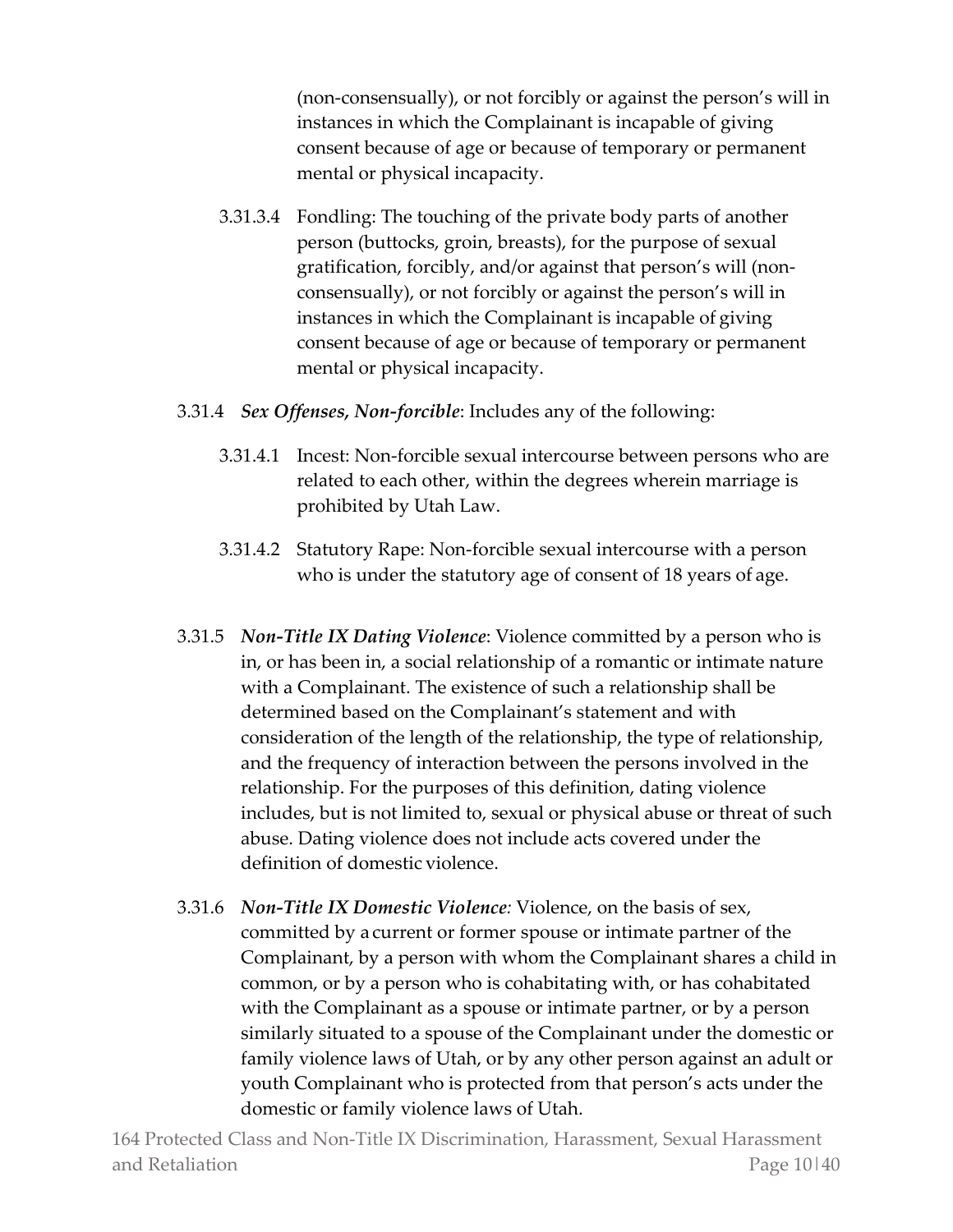(non-consensually), or not forcibly or against the person's will in instances in which the Complainant is incapable of giving consent because of age or because of temporary or permanent mental or physical incapacity.

3.31.3.4 Fondling: The touching of the private body parts of another person (buttocks, groin, breasts), for the purpose of sexual gratification, forcibly, and/or against that person's will (non-consensually), or not forcibly or against the person's will in instances in which the Complainant is incapable of giving consent because of age or because of temporary or permanent mental or physical incapacity.

3.31.4 ***Sex Offenses, Non-forcible***: Includes any of the following:

3.31.4.1 Incest: Non-forcible sexual intercourse between persons who are related to each other, within the degrees wherein marriage is prohibited by Utah Law.

3.31.4.2 Statutory Rape: Non-forcible sexual intercourse with a person who is under the statutory age of consent of 18 years of age.

3.31.5 ***Non-Title IX Dating Violence***: Violence committed by a person who is in, or has been in, a social relationship of a romantic or intimate nature with a Complainant. The existence of such a relationship shall be determined based on the Complainant's statement and with consideration of the length of the relationship, the type of relationship, and the frequency of interaction between the persons involved in the relationship. For the purposes of this definition, dating violence includes, but is not limited to, sexual or physical abuse or threat of such abuse. Dating violence does not include acts covered under the definition of domestic violence.

3.31.6 ***Non-Title IX Domestic Violence:*** Violence, on the basis of sex, committed by a current or former spouse or intimate partner of the Complainant, by a person with whom the Complainant shares a child in common, or by a person who is cohabitating with, or has cohabitated with the Complainant as a spouse or intimate partner, or by a person similarly situated to a spouse of the Complainant under the domestic or family violence laws of Utah, or by any other person against an adult or youth Complainant who is protected from that person's acts under the domestic or family violence laws of Utah.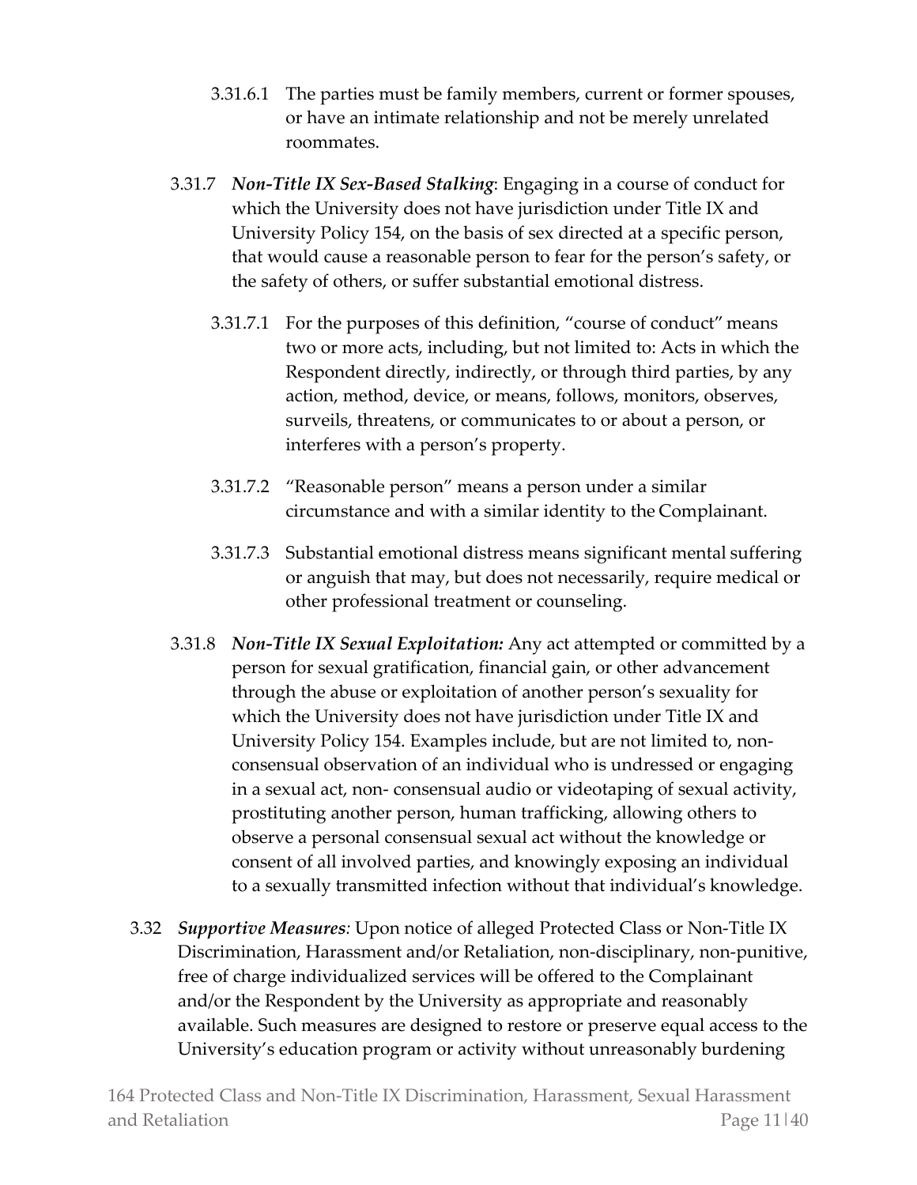3.31.6.1 The parties must be family members, current or former spouses, or have an intimate relationship and not be merely unrelated roommates.

3.31.7 ***Non-Title IX Sex-Based Stalking***: Engaging in a course of conduct for which the University does not have jurisdiction under Title IX and University Policy 154, on the basis of sex directed at a specific person, that would cause a reasonable person to fear for the person's safety, or the safety of others, or suffer substantial emotional distress.

3.31.7.1 For the purposes of this definition, "course of conduct" means two or more acts, including, but not limited to: Acts in which the Respondent directly, indirectly, or through third parties, by any action, method, device, or means, follows, monitors, observes, surveils, threatens, or communicates to or about a person, or interferes with a person's property.

3.31.7.2 "Reasonable person" means a person under a similar circumstance and with a similar identity to the Complainant.

3.31.7.3 Substantial emotional distress means significant mental suffering or anguish that may, but does not necessarily, require medical or other professional treatment or counseling.

3.31.8 ***Non-Title IX Sexual Exploitation:*** Any act attempted or committed by a person for sexual gratification, financial gain, or other advancement through the abuse or exploitation of another person's sexuality for which the University does not have jurisdiction under Title IX and University Policy 154. Examples include, but are not limited to, non-consensual observation of an individual who is undressed or engaging in a sexual act, non- consensual audio or videotaping of sexual activity, prostituting another person, human trafficking, allowing others to observe a personal consensual sexual act without the knowledge or consent of all involved parties, and knowingly exposing an individual to a sexually transmitted infection without that individual's knowledge.

3.32 ***Supportive Measures:*** Upon notice of alleged Protected Class or Non-Title IX Discrimination, Harassment and/or Retaliation, non-disciplinary, non-punitive, free of charge individualized services will be offered to the Complainant and/or the Respondent by the University as appropriate and reasonably available. Such measures are designed to restore or preserve equal access to the University's education program or activity without unreasonably burdening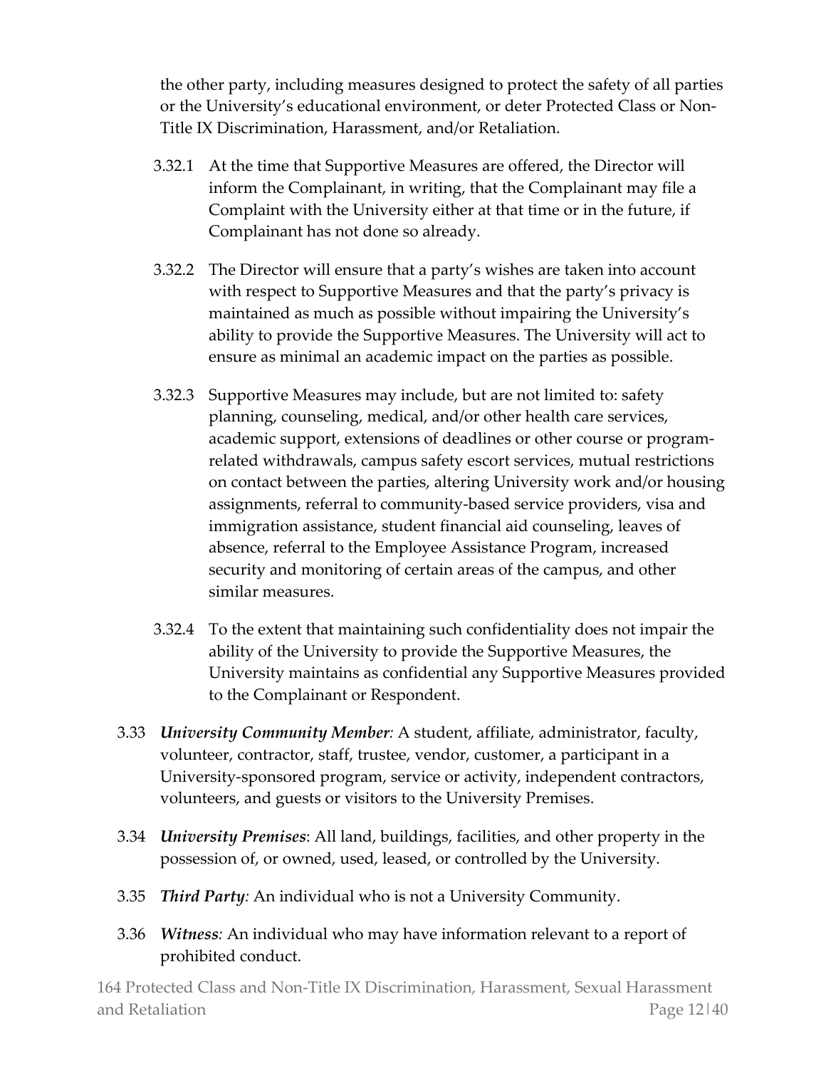the other party, including measures designed to protect the safety of all parties or the University's educational environment, or deter Protected Class or Non-Title IX Discrimination, Harassment, and/or Retaliation.

3.32.1 At the time that Supportive Measures are offered, the Director will inform the Complainant, in writing, that the Complainant may file a Complaint with the University either at that time or in the future, if Complainant has not done so already.

3.32.2 The Director will ensure that a party's wishes are taken into account with respect to Supportive Measures and that the party's privacy is maintained as much as possible without impairing the University's ability to provide the Supportive Measures. The University will act to ensure as minimal an academic impact on the parties as possible.

3.32.3 Supportive Measures may include, but are not limited to: safety planning, counseling, medical, and/or other health care services, academic support, extensions of deadlines or other course or program-related withdrawals, campus safety escort services, mutual restrictions on contact between the parties, altering University work and/or housing assignments, referral to community-based service providers, visa and immigration assistance, student financial aid counseling, leaves of absence, referral to the Employee Assistance Program, increased security and monitoring of certain areas of the campus, and other similar measures.

3.32.4 To the extent that maintaining such confidentiality does not impair the ability of the University to provide the Supportive Measures, the University maintains as confidential any Supportive Measures provided to the Complainant or Respondent.

3.33 ***University Community Member**:* A student, affiliate, administrator, faculty, volunteer, contractor, staff, trustee, vendor, customer, a participant in a University-sponsored program, service or activity, independent contractors, volunteers, and guests or visitors to the University Premises.

3.34 ***University Premises***: All land, buildings, facilities, and other property in the possession of, or owned, used, leased, or controlled by the University.

3.35 ***Third Party**:* An individual who is not a University Community.

3.36 ***Witness**:* An individual who may have information relevant to a report of prohibited conduct.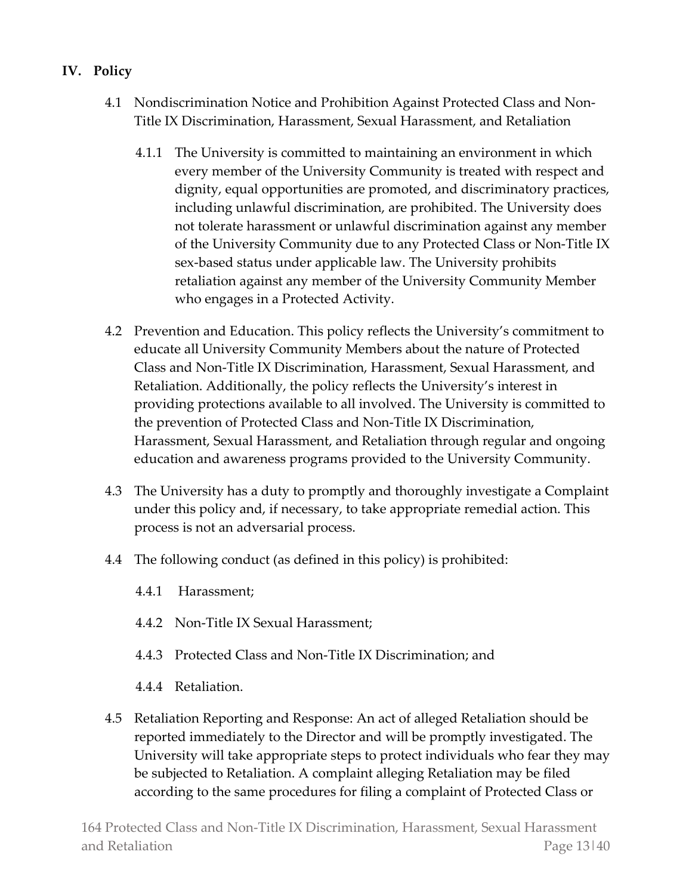## IV. Policy

4.1 Nondiscrimination Notice and Prohibition Against Protected Class and Non-Title IX Discrimination, Harassment, Sexual Harassment, and Retaliation

4.1.1 The University is committed to maintaining an environment in which every member of the University Community is treated with respect and dignity, equal opportunities are promoted, and discriminatory practices, including unlawful discrimination, are prohibited. The University does not tolerate harassment or unlawful discrimination against any member of the University Community due to any Protected Class or Non-Title IX sex-based status under applicable law. The University prohibits retaliation against any member of the University Community Member who engages in a Protected Activity.

4.2 Prevention and Education. This policy reflects the University's commitment to educate all University Community Members about the nature of Protected Class and Non-Title IX Discrimination, Harassment, Sexual Harassment, and Retaliation. Additionally, the policy reflects the University's interest in providing protections available to all involved. The University is committed to the prevention of Protected Class and Non-Title IX Discrimination, Harassment, Sexual Harassment, and Retaliation through regular and ongoing education and awareness programs provided to the University Community.

4.3 The University has a duty to promptly and thoroughly investigate a Complaint under this policy and, if necessary, to take appropriate remedial action. This process is not an adversarial process.

4.4 The following conduct (as defined in this policy) is prohibited:

4.4.1 Harassment;

4.4.2 Non-Title IX Sexual Harassment;

4.4.3 Protected Class and Non-Title IX Discrimination; and

4.4.4 Retaliation.

4.5 Retaliation Reporting and Response: An act of alleged Retaliation should be reported immediately to the Director and will be promptly investigated. The University will take appropriate steps to protect individuals who fear they may be subjected to Retaliation. A complaint alleging Retaliation may be filed according to the same procedures for filing a complaint of Protected Class or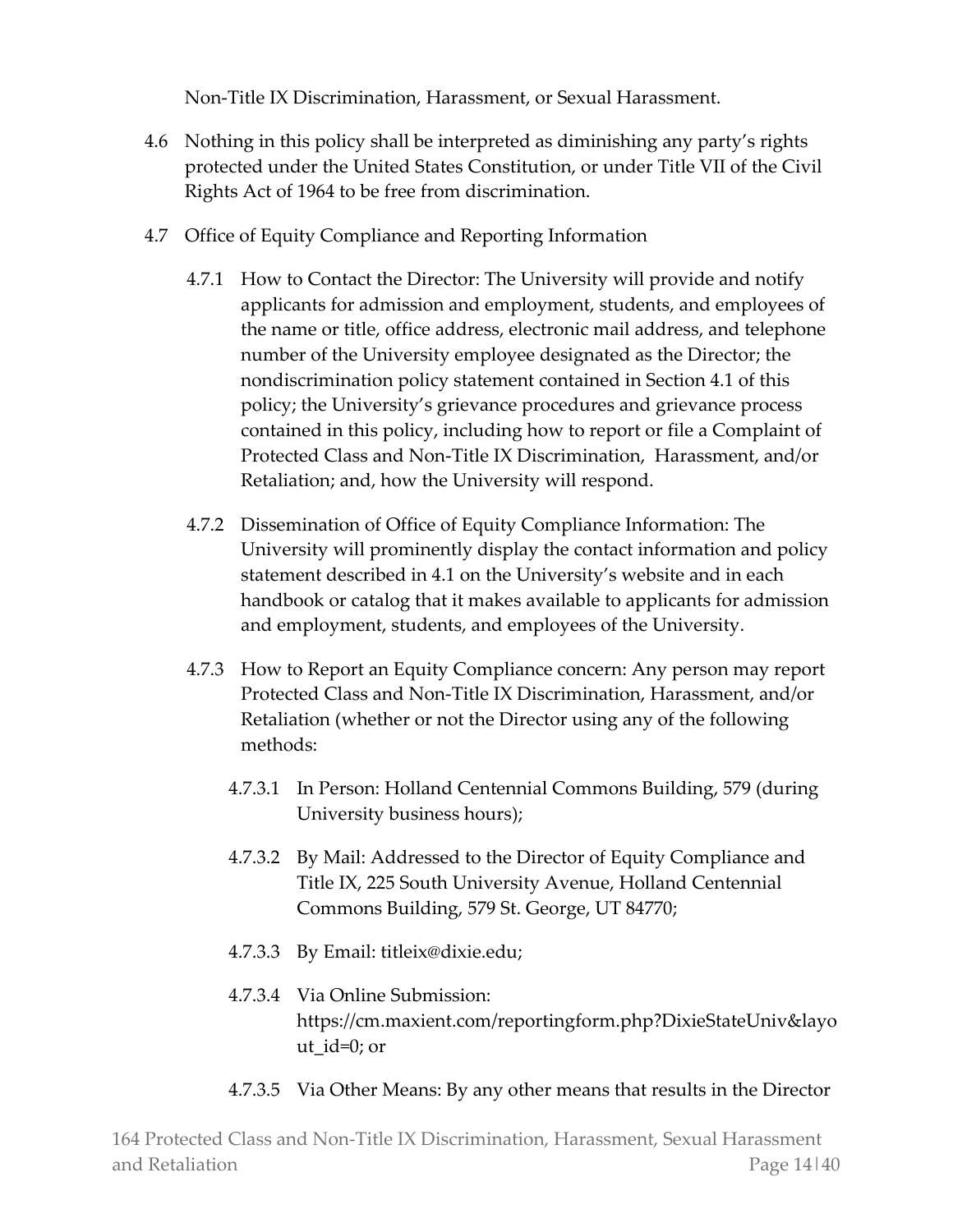Non-Title IX Discrimination, Harassment, or Sexual Harassment.

4.6 Nothing in this policy shall be interpreted as diminishing any party's rights protected under the United States Constitution, or under Title VII of the Civil Rights Act of 1964 to be free from discrimination.

4.7 Office of Equity Compliance and Reporting Information

4.7.1 How to Contact the Director: The University will provide and notify applicants for admission and employment, students, and employees of the name or title, office address, electronic mail address, and telephone number of the University employee designated as the Director; the nondiscrimination policy statement contained in Section 4.1 of this policy; the University's grievance procedures and grievance process contained in this policy, including how to report or file a Complaint of Protected Class and Non-Title IX Discrimination, Harassment, and/or Retaliation; and, how the University will respond.

4.7.2 Dissemination of Office of Equity Compliance Information: The University will prominently display the contact information and policy statement described in 4.1 on the University's website and in each handbook or catalog that it makes available to applicants for admission and employment, students, and employees of the University.

4.7.3 How to Report an Equity Compliance concern: Any person may report Protected Class and Non-Title IX Discrimination, Harassment, and/or Retaliation (whether or not the Director using any of the following methods:

4.7.3.1 In Person: Holland Centennial Commons Building, 579 (during University business hours);

4.7.3.2 By Mail: Addressed to the Director of Equity Compliance and Title IX, 225 South University Avenue, Holland Centennial Commons Building, 579 St. George, UT 84770;

4.7.3.3 By Email: titleix@dixie.edu;

4.7.3.4 Via Online Submission: https://cm.maxient.com/reportingform.php?DixieStateUniv&layout_id=0; or

4.7.3.5 Via Other Means: By any other means that results in the Director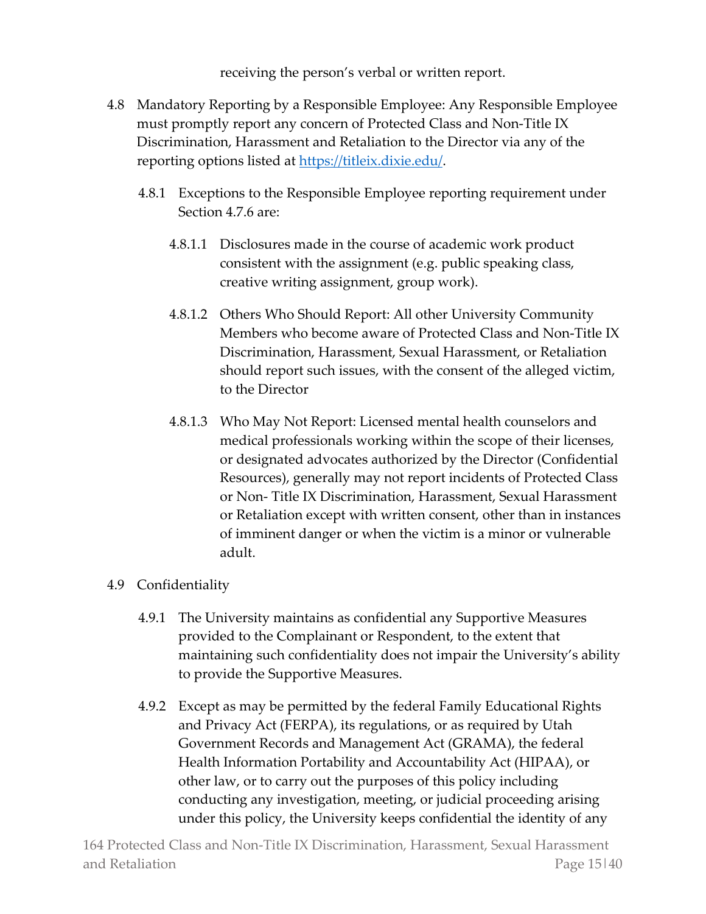receiving the person's verbal or written report.

4.8 Mandatory Reporting by a Responsible Employee: Any Responsible Employee must promptly report any concern of Protected Class and Non-Title IX Discrimination, Harassment and Retaliation to the Director via any of the reporting options listed at [https://titleix.dixie.edu/](https://titleix.dixie.edu/).

4.8.1 Exceptions to the Responsible Employee reporting requirement under Section 4.7.6 are:

4.8.1.1 Disclosures made in the course of academic work product consistent with the assignment (e.g. public speaking class, creative writing assignment, group work).

4.8.1.2 Others Who Should Report: All other University Community Members who become aware of Protected Class and Non-Title IX Discrimination, Harassment, Sexual Harassment, or Retaliation should report such issues, with the consent of the alleged victim, to the Director

4.8.1.3 Who May Not Report: Licensed mental health counselors and medical professionals working within the scope of their licenses, or designated advocates authorized by the Director (Confidential Resources), generally may not report incidents of Protected Class or Non- Title IX Discrimination, Harassment, Sexual Harassment or Retaliation except with written consent, other than in instances of imminent danger or when the victim is a minor or vulnerable adult.

4.9 Confidentiality

4.9.1 The University maintains as confidential any Supportive Measures provided to the Complainant or Respondent, to the extent that maintaining such confidentiality does not impair the University's ability to provide the Supportive Measures.

4.9.2 Except as may be permitted by the federal Family Educational Rights and Privacy Act (FERPA), its regulations, or as required by Utah Government Records and Management Act (GRAMA), the federal Health Information Portability and Accountability Act (HIPAA), or other law, or to carry out the purposes of this policy including conducting any investigation, meeting, or judicial proceeding arising under this policy, the University keeps confidential the identity of any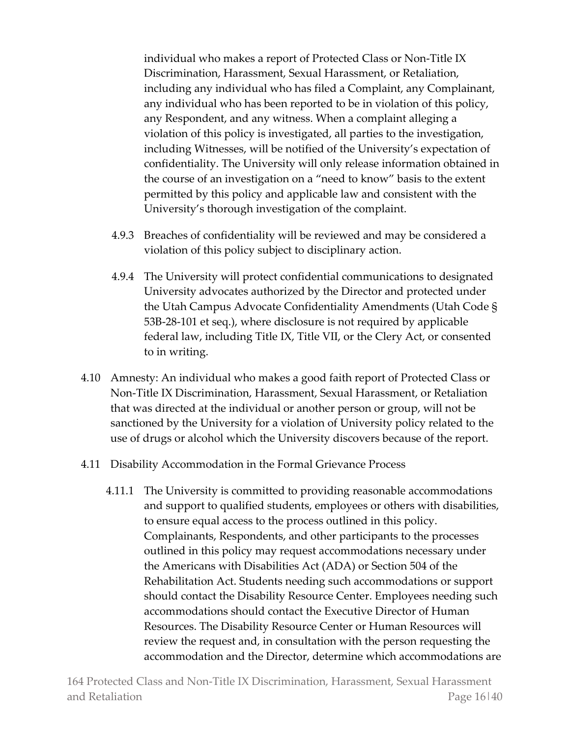individual who makes a report of Protected Class or Non-Title IX Discrimination, Harassment, Sexual Harassment, or Retaliation, including any individual who has filed a Complaint, any Complainant, any individual who has been reported to be in violation of this policy, any Respondent, and any witness. When a complaint alleging a violation of this policy is investigated, all parties to the investigation, including Witnesses, will be notified of the University's expectation of confidentiality. The University will only release information obtained in the course of an investigation on a "need to know" basis to the extent permitted by this policy and applicable law and consistent with the University's thorough investigation of the complaint.

4.9.3 Breaches of confidentiality will be reviewed and may be considered a violation of this policy subject to disciplinary action.

4.9.4 The University will protect confidential communications to designated University advocates authorized by the Director and protected under the Utah Campus Advocate Confidentiality Amendments (Utah Code § 53B-28-101 et seq.), where disclosure is not required by applicable federal law, including Title IX, Title VII, or the Clery Act, or consented to in writing.

4.10 Amnesty: An individual who makes a good faith report of Protected Class or Non-Title IX Discrimination, Harassment, Sexual Harassment, or Retaliation that was directed at the individual or another person or group, will not be sanctioned by the University for a violation of University policy related to the use of drugs or alcohol which the University discovers because of the report.

4.11 Disability Accommodation in the Formal Grievance Process

4.11.1 The University is committed to providing reasonable accommodations and support to qualified students, employees or others with disabilities, to ensure equal access to the process outlined in this policy. Complainants, Respondents, and other participants to the processes outlined in this policy may request accommodations necessary under the Americans with Disabilities Act (ADA) or Section 504 of the Rehabilitation Act. Students needing such accommodations or support should contact the Disability Resource Center. Employees needing such accommodations should contact the Executive Director of Human Resources. The Disability Resource Center or Human Resources will review the request and, in consultation with the person requesting the accommodation and the Director, determine which accommodations are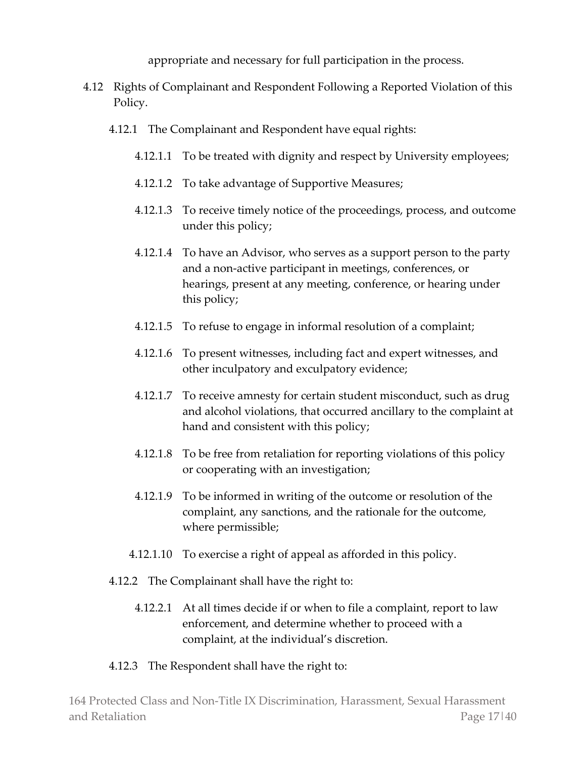appropriate and necessary for full participation in the process.

4.12 Rights of Complainant and Respondent Following a Reported Violation of this Policy.

4.12.1 The Complainant and Respondent have equal rights:

4.12.1.1 To be treated with dignity and respect by University employees;

4.12.1.2 To take advantage of Supportive Measures;

4.12.1.3 To receive timely notice of the proceedings, process, and outcome under this policy;

4.12.1.4 To have an Advisor, who serves as a support person to the party and a non-active participant in meetings, conferences, or hearings, present at any meeting, conference, or hearing under this policy;

4.12.1.5 To refuse to engage in informal resolution of a complaint;

4.12.1.6 To present witnesses, including fact and expert witnesses, and other inculpatory and exculpatory evidence;

4.12.1.7 To receive amnesty for certain student misconduct, such as drug and alcohol violations, that occurred ancillary to the complaint at hand and consistent with this policy;

4.12.1.8 To be free from retaliation for reporting violations of this policy or cooperating with an investigation;

4.12.1.9 To be informed in writing of the outcome or resolution of the complaint, any sanctions, and the rationale for the outcome, where permissible;

4.12.1.10 To exercise a right of appeal as afforded in this policy.

4.12.2 The Complainant shall have the right to:

4.12.2.1 At all times decide if or when to file a complaint, report to law enforcement, and determine whether to proceed with a complaint, at the individual's discretion.

4.12.3 The Respondent shall have the right to: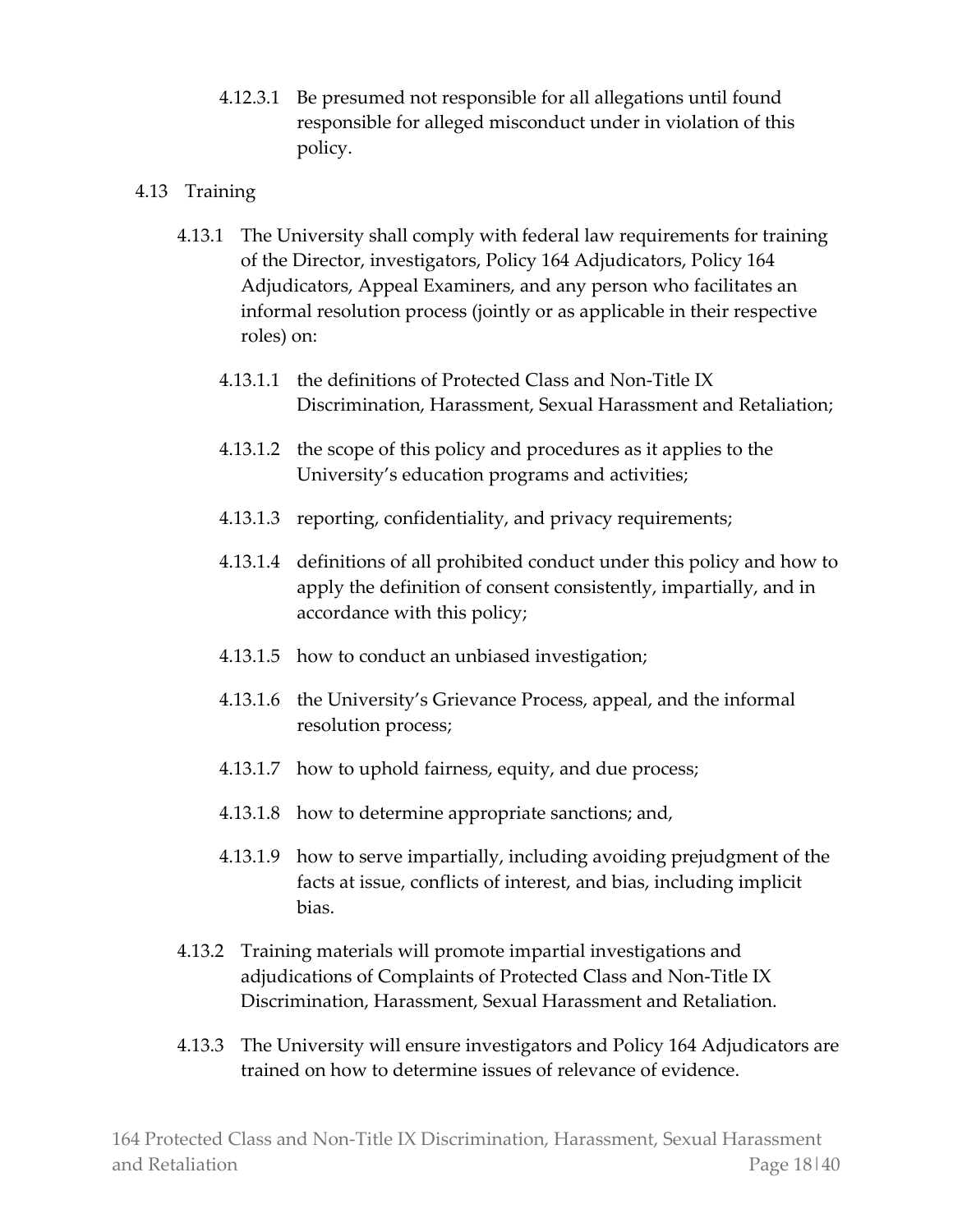4.12.3.1 Be presumed not responsible for all allegations until found responsible for alleged misconduct under in violation of this policy.

4.13 Training

4.13.1 The University shall comply with federal law requirements for training of the Director, investigators, Policy 164 Adjudicators, Policy 164 Adjudicators, Appeal Examiners, and any person who facilitates an informal resolution process (jointly or as applicable in their respective roles) on:

4.13.1.1 the definitions of Protected Class and Non-Title IX Discrimination, Harassment, Sexual Harassment and Retaliation;

4.13.1.2 the scope of this policy and procedures as it applies to the University's education programs and activities;

4.13.1.3 reporting, confidentiality, and privacy requirements;

4.13.1.4 definitions of all prohibited conduct under this policy and how to apply the definition of consent consistently, impartially, and in accordance with this policy;

4.13.1.5 how to conduct an unbiased investigation;

4.13.1.6 the University's Grievance Process, appeal, and the informal resolution process;

4.13.1.7 how to uphold fairness, equity, and due process;

4.13.1.8 how to determine appropriate sanctions; and,

4.13.1.9 how to serve impartially, including avoiding prejudgment of the facts at issue, conflicts of interest, and bias, including implicit bias.

4.13.2 Training materials will promote impartial investigations and adjudications of Complaints of Protected Class and Non-Title IX Discrimination, Harassment, Sexual Harassment and Retaliation.

4.13.3 The University will ensure investigators and Policy 164 Adjudicators are trained on how to determine issues of relevance of evidence.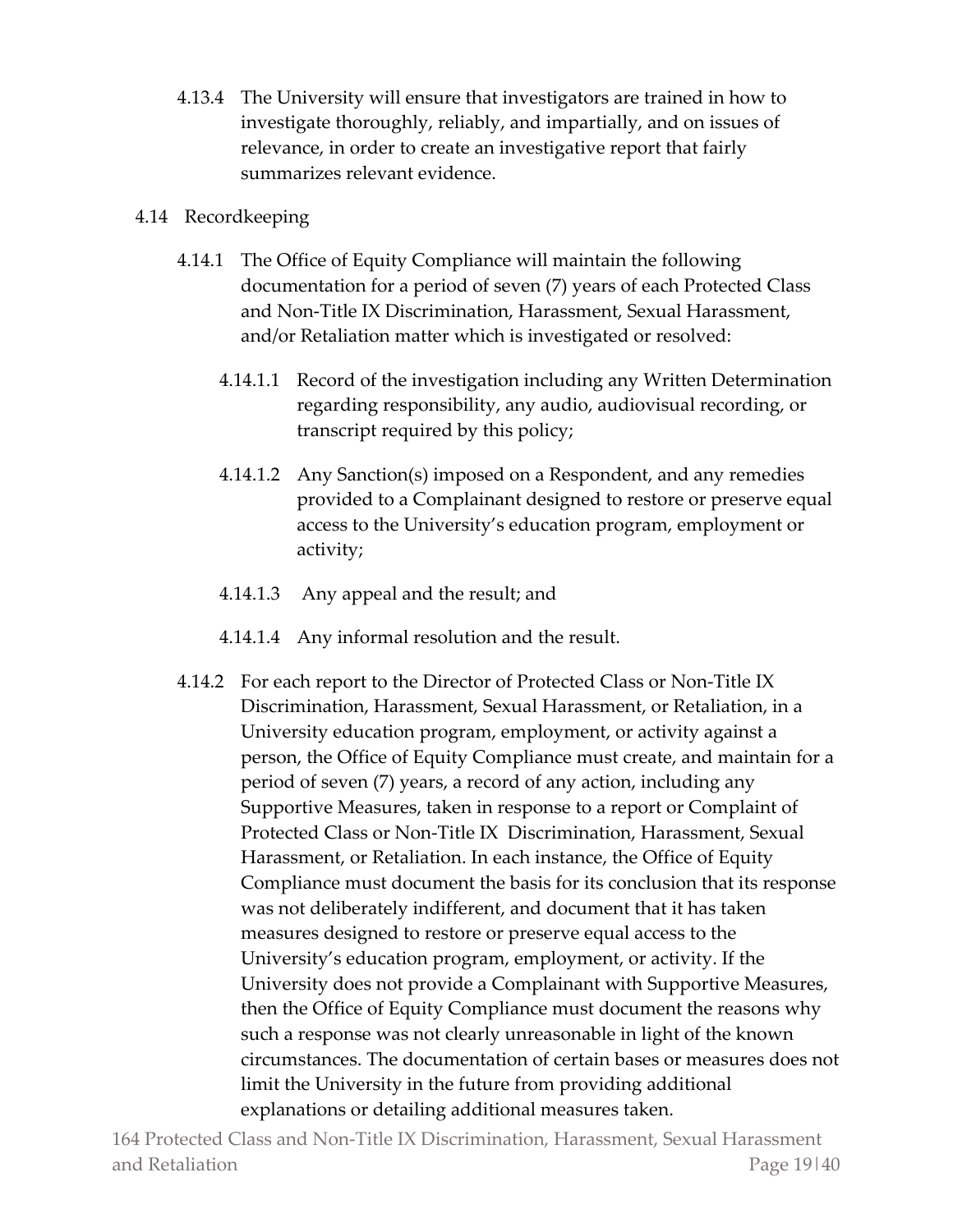4.13.4 The University will ensure that investigators are trained in how to investigate thoroughly, reliably, and impartially, and on issues of relevance, in order to create an investigative report that fairly summarizes relevant evidence.

4.14 Recordkeeping

4.14.1 The Office of Equity Compliance will maintain the following documentation for a period of seven (7) years of each Protected Class and Non-Title IX Discrimination, Harassment, Sexual Harassment, and/or Retaliation matter which is investigated or resolved:

4.14.1.1 Record of the investigation including any Written Determination regarding responsibility, any audio, audiovisual recording, or transcript required by this policy;

4.14.1.2 Any Sanction(s) imposed on a Respondent, and any remedies provided to a Complainant designed to restore or preserve equal access to the University's education program, employment or activity;

4.14.1.3 Any appeal and the result; and

4.14.1.4 Any informal resolution and the result.

4.14.2 For each report to the Director of Protected Class or Non-Title IX Discrimination, Harassment, Sexual Harassment, or Retaliation, in a University education program, employment, or activity against a person, the Office of Equity Compliance must create, and maintain for a period of seven (7) years, a record of any action, including any Supportive Measures, taken in response to a report or Complaint of Protected Class or Non-Title IX Discrimination, Harassment, Sexual Harassment, or Retaliation. In each instance, the Office of Equity Compliance must document the basis for its conclusion that its response was not deliberately indifferent, and document that it has taken measures designed to restore or preserve equal access to the University's education program, employment, or activity. If the University does not provide a Complainant with Supportive Measures, then the Office of Equity Compliance must document the reasons why such a response was not clearly unreasonable in light of the known circumstances. The documentation of certain bases or measures does not limit the University in the future from providing additional explanations or detailing additional measures taken.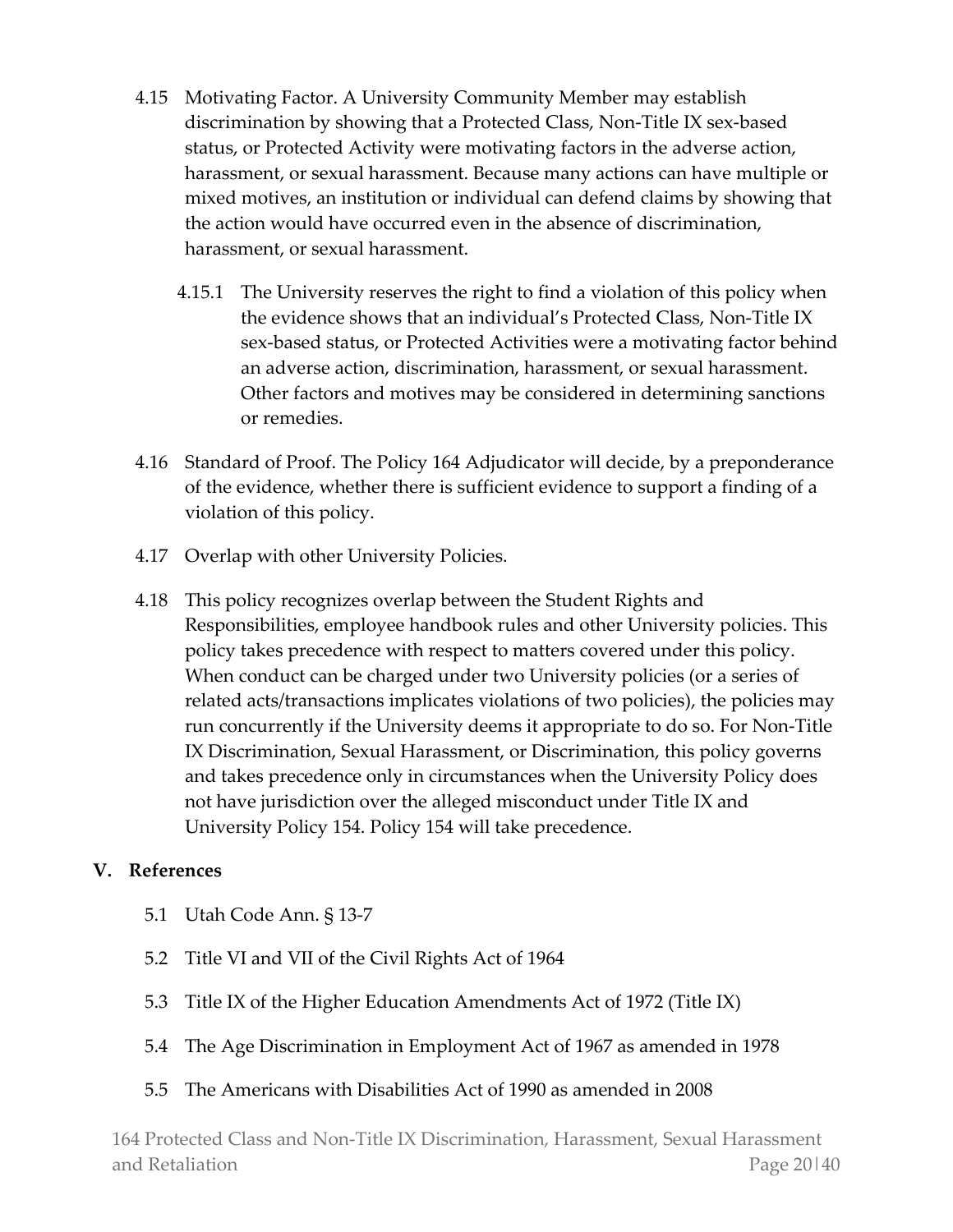4.15 Motivating Factor. A University Community Member may establish discrimination by showing that a Protected Class, Non-Title IX sex-based status, or Protected Activity were motivating factors in the adverse action, harassment, or sexual harassment. Because many actions can have multiple or mixed motives, an institution or individual can defend claims by showing that the action would have occurred even in the absence of discrimination, harassment, or sexual harassment.

4.15.1 The University reserves the right to find a violation of this policy when the evidence shows that an individual's Protected Class, Non-Title IX sex-based status, or Protected Activities were a motivating factor behind an adverse action, discrimination, harassment, or sexual harassment. Other factors and motives may be considered in determining sanctions or remedies.

4.16 Standard of Proof. The Policy 164 Adjudicator will decide, by a preponderance of the evidence, whether there is sufficient evidence to support a finding of a violation of this policy.

4.17 Overlap with other University Policies.

4.18 This policy recognizes overlap between the Student Rights and Responsibilities, employee handbook rules and other University policies. This policy takes precedence with respect to matters covered under this policy. When conduct can be charged under two University policies (or a series of related acts/transactions implicates violations of two policies), the policies may run concurrently if the University deems it appropriate to do so. For Non-Title IX Discrimination, Sexual Harassment, or Discrimination, this policy governs and takes precedence only in circumstances when the University Policy does not have jurisdiction over the alleged misconduct under Title IX and University Policy 154. Policy 154 will take precedence.

## V. References

5.1 Utah Code Ann. § 13-7

5.2 Title VI and VII of the Civil Rights Act of 1964

5.3 Title IX of the Higher Education Amendments Act of 1972 (Title IX)

5.4 The Age Discrimination in Employment Act of 1967 as amended in 1978

5.5 The Americans with Disabilities Act of 1990 as amended in 2008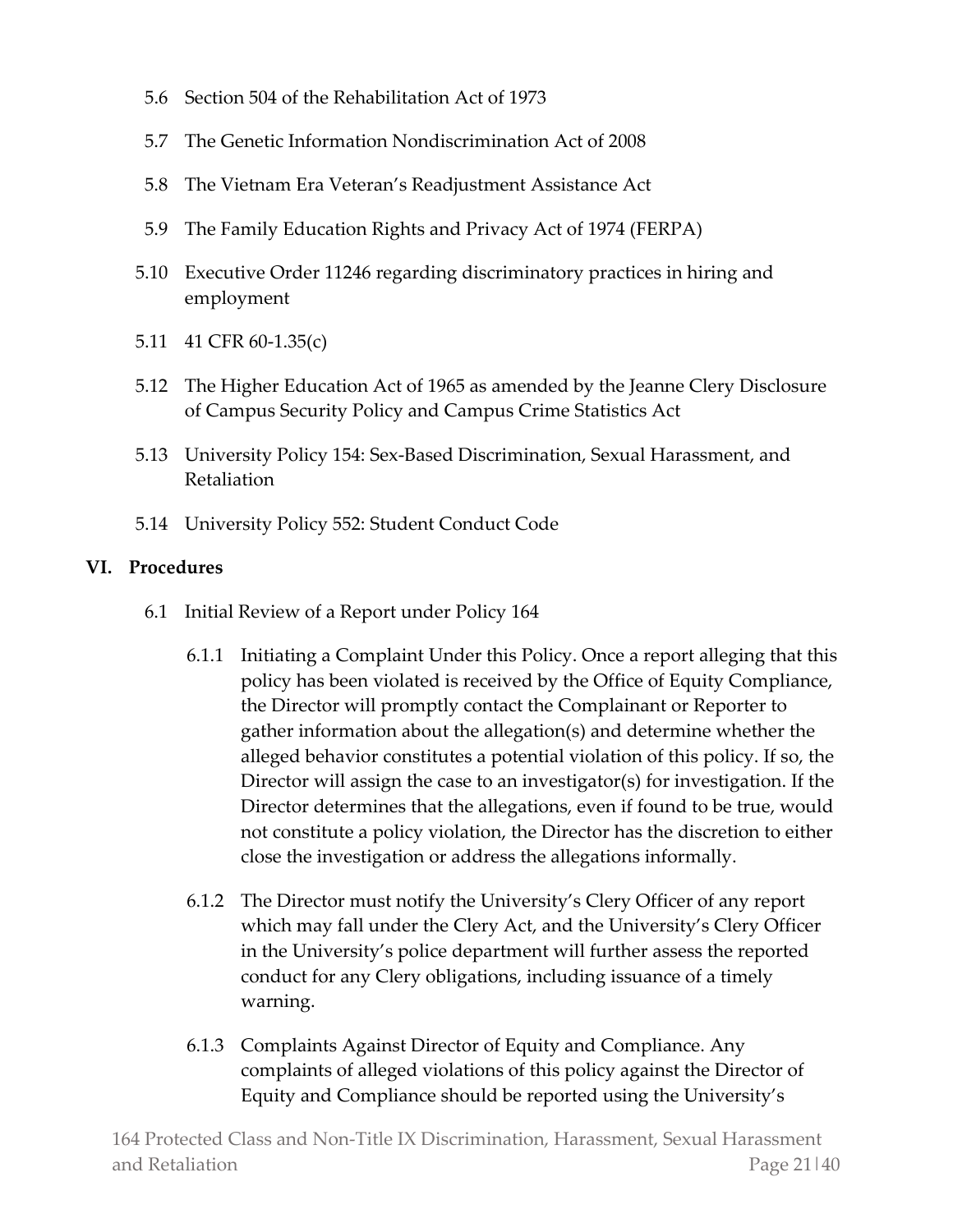5.6 Section 504 of the Rehabilitation Act of 1973

5.7 The Genetic Information Nondiscrimination Act of 2008

5.8 The Vietnam Era Veteran's Readjustment Assistance Act

5.9 The Family Education Rights and Privacy Act of 1974 (FERPA)

5.10 Executive Order 11246 regarding discriminatory practices in hiring and employment

5.11 41 CFR 60-1.35(c)

5.12 The Higher Education Act of 1965 as amended by the Jeanne Clery Disclosure of Campus Security Policy and Campus Crime Statistics Act

5.13 University Policy 154: Sex-Based Discrimination, Sexual Harassment, and Retaliation

5.14 University Policy 552: Student Conduct Code

## VI. Procedures

6.1 Initial Review of a Report under Policy 164

6.1.1 Initiating a Complaint Under this Policy. Once a report alleging that this policy has been violated is received by the Office of Equity Compliance, the Director will promptly contact the Complainant or Reporter to gather information about the allegation(s) and determine whether the alleged behavior constitutes a potential violation of this policy. If so, the Director will assign the case to an investigator(s) for investigation. If the Director determines that the allegations, even if found to be true, would not constitute a policy violation, the Director has the discretion to either close the investigation or address the allegations informally.

6.1.2 The Director must notify the University's Clery Officer of any report which may fall under the Clery Act, and the University's Clery Officer in the University's police department will further assess the reported conduct for any Clery obligations, including issuance of a timely warning.

6.1.3 Complaints Against Director of Equity and Compliance. Any complaints of alleged violations of this policy against the Director of Equity and Compliance should be reported using the University's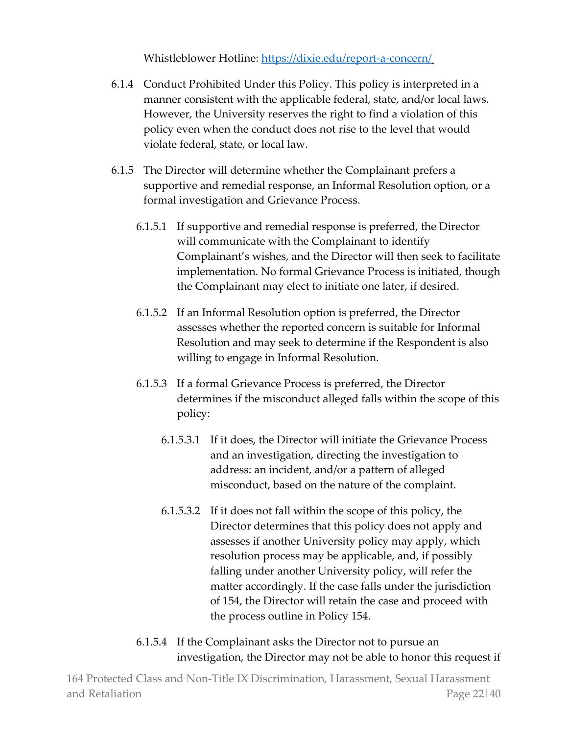Whistleblower Hotline: [https://dixie.edu/report-a-concern/](https://dixie.edu/report-a-concern/)

6.1.4 Conduct Prohibited Under this Policy. This policy is interpreted in a manner consistent with the applicable federal, state, and/or local laws. However, the University reserves the right to find a violation of this policy even when the conduct does not rise to the level that would violate federal, state, or local law.

6.1.5 The Director will determine whether the Complainant prefers a supportive and remedial response, an Informal Resolution option, or a formal investigation and Grievance Process.

6.1.5.1 If supportive and remedial response is preferred, the Director will communicate with the Complainant to identify Complainant's wishes, and the Director will then seek to facilitate implementation. No formal Grievance Process is initiated, though the Complainant may elect to initiate one later, if desired.

6.1.5.2 If an Informal Resolution option is preferred, the Director assesses whether the reported concern is suitable for Informal Resolution and may seek to determine if the Respondent is also willing to engage in Informal Resolution.

6.1.5.3 If a formal Grievance Process is preferred, the Director determines if the misconduct alleged falls within the scope of this policy:

6.1.5.3.1 If it does, the Director will initiate the Grievance Process and an investigation, directing the investigation to address: an incident, and/or a pattern of alleged misconduct, based on the nature of the complaint.

6.1.5.3.2 If it does not fall within the scope of this policy, the Director determines that this policy does not apply and assesses if another University policy may apply, which resolution process may be applicable, and, if possibly falling under another University policy, will refer the matter accordingly. If the case falls under the jurisdiction of 154, the Director will retain the case and proceed with the process outline in Policy 154.

6.1.5.4 If the Complainant asks the Director not to pursue an investigation, the Director may not be able to honor this request if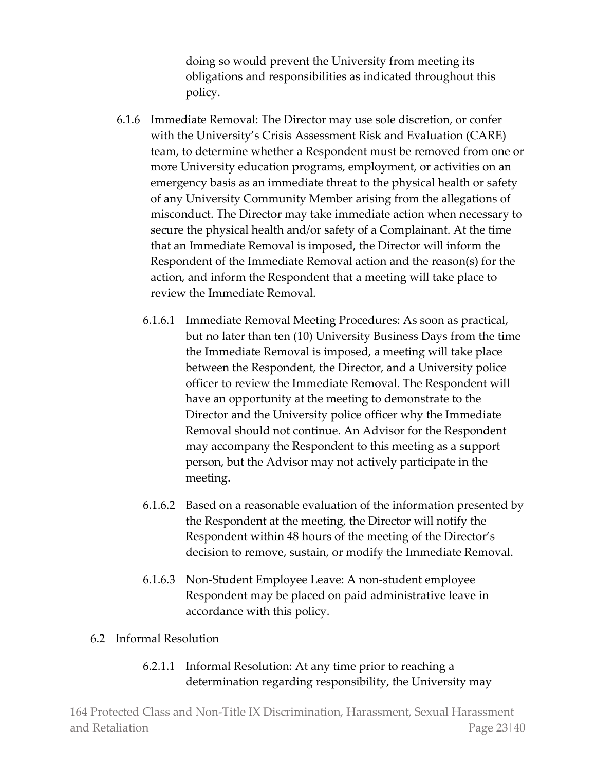doing so would prevent the University from meeting its obligations and responsibilities as indicated throughout this policy.

6.1.6 Immediate Removal: The Director may use sole discretion, or confer with the University's Crisis Assessment Risk and Evaluation (CARE) team, to determine whether a Respondent must be removed from one or more University education programs, employment, or activities on an emergency basis as an immediate threat to the physical health or safety of any University Community Member arising from the allegations of misconduct. The Director may take immediate action when necessary to secure the physical health and/or safety of a Complainant. At the time that an Immediate Removal is imposed, the Director will inform the Respondent of the Immediate Removal action and the reason(s) for the action, and inform the Respondent that a meeting will take place to review the Immediate Removal.

6.1.6.1 Immediate Removal Meeting Procedures: As soon as practical, but no later than ten (10) University Business Days from the time the Immediate Removal is imposed, a meeting will take place between the Respondent, the Director, and a University police officer to review the Immediate Removal. The Respondent will have an opportunity at the meeting to demonstrate to the Director and the University police officer why the Immediate Removal should not continue. An Advisor for the Respondent may accompany the Respondent to this meeting as a support person, but the Advisor may not actively participate in the meeting.

6.1.6.2 Based on a reasonable evaluation of the information presented by the Respondent at the meeting, the Director will notify the Respondent within 48 hours of the meeting of the Director's decision to remove, sustain, or modify the Immediate Removal.

6.1.6.3 Non-Student Employee Leave: A non-student employee Respondent may be placed on paid administrative leave in accordance with this policy.

6.2 Informal Resolution

6.2.1.1 Informal Resolution: At any time prior to reaching a determination regarding responsibility, the University may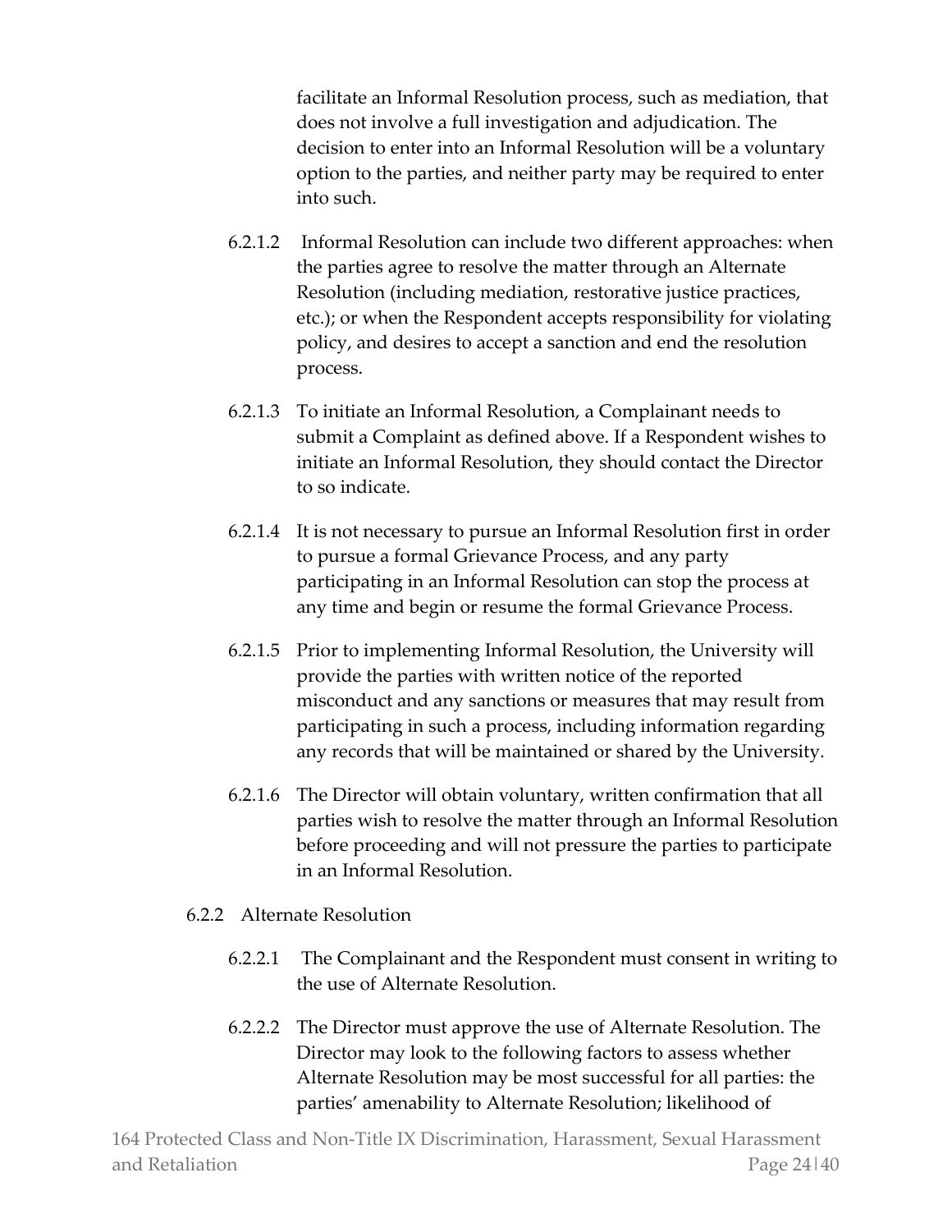facilitate an Informal Resolution process, such as mediation, that does not involve a full investigation and adjudication. The decision to enter into an Informal Resolution will be a voluntary option to the parties, and neither party may be required to enter into such.

6.2.1.2 Informal Resolution can include two different approaches: when the parties agree to resolve the matter through an Alternate Resolution (including mediation, restorative justice practices, etc.); or when the Respondent accepts responsibility for violating policy, and desires to accept a sanction and end the resolution process.

6.2.1.3 To initiate an Informal Resolution, a Complainant needs to submit a Complaint as defined above. If a Respondent wishes to initiate an Informal Resolution, they should contact the Director to so indicate.

6.2.1.4 It is not necessary to pursue an Informal Resolution first in order to pursue a formal Grievance Process, and any party participating in an Informal Resolution can stop the process at any time and begin or resume the formal Grievance Process.

6.2.1.5 Prior to implementing Informal Resolution, the University will provide the parties with written notice of the reported misconduct and any sanctions or measures that may result from participating in such a process, including information regarding any records that will be maintained or shared by the University.

6.2.1.6 The Director will obtain voluntary, written confirmation that all parties wish to resolve the matter through an Informal Resolution before proceeding and will not pressure the parties to participate in an Informal Resolution.

6.2.2 Alternate Resolution

6.2.2.1 The Complainant and the Respondent must consent in writing to the use of Alternate Resolution.

6.2.2.2 The Director must approve the use of Alternate Resolution. The Director may look to the following factors to assess whether Alternate Resolution may be most successful for all parties: the parties' amenability to Alternate Resolution; likelihood of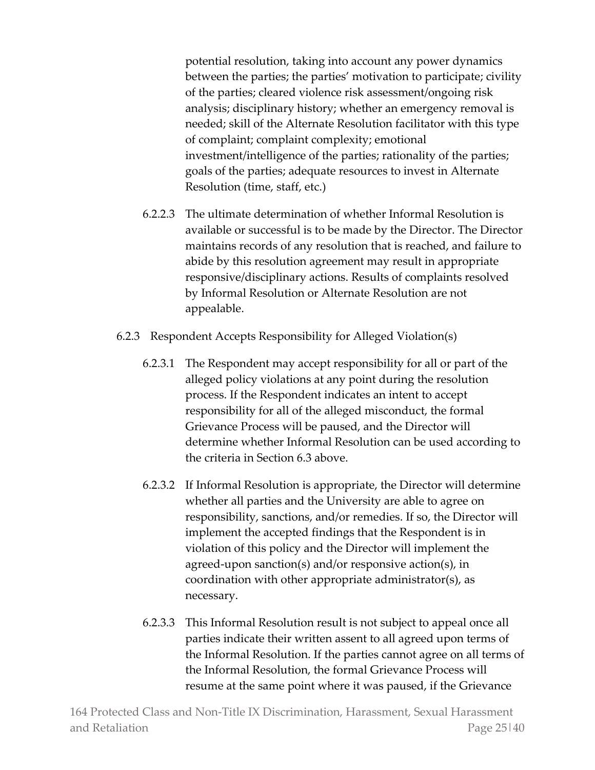potential resolution, taking into account any power dynamics between the parties; the parties' motivation to participate; civility of the parties; cleared violence risk assessment/ongoing risk analysis; disciplinary history; whether an emergency removal is needed; skill of the Alternate Resolution facilitator with this type of complaint; complaint complexity; emotional investment/intelligence of the parties; rationality of the parties; goals of the parties; adequate resources to invest in Alternate Resolution (time, staff, etc.)

6.2.2.3 The ultimate determination of whether Informal Resolution is available or successful is to be made by the Director. The Director maintains records of any resolution that is reached, and failure to abide by this resolution agreement may result in appropriate responsive/disciplinary actions. Results of complaints resolved by Informal Resolution or Alternate Resolution are not appealable.

6.2.3 Respondent Accepts Responsibility for Alleged Violation(s)

6.2.3.1 The Respondent may accept responsibility for all or part of the alleged policy violations at any point during the resolution process. If the Respondent indicates an intent to accept responsibility for all of the alleged misconduct, the formal Grievance Process will be paused, and the Director will determine whether Informal Resolution can be used according to the criteria in Section 6.3 above.

6.2.3.2 If Informal Resolution is appropriate, the Director will determine whether all parties and the University are able to agree on responsibility, sanctions, and/or remedies. If so, the Director will implement the accepted findings that the Respondent is in violation of this policy and the Director will implement the agreed-upon sanction(s) and/or responsive action(s), in coordination with other appropriate administrator(s), as necessary.

6.2.3.3 This Informal Resolution result is not subject to appeal once all parties indicate their written assent to all agreed upon terms of the Informal Resolution. If the parties cannot agree on all terms of the Informal Resolution, the formal Grievance Process will resume at the same point where it was paused, if the Grievance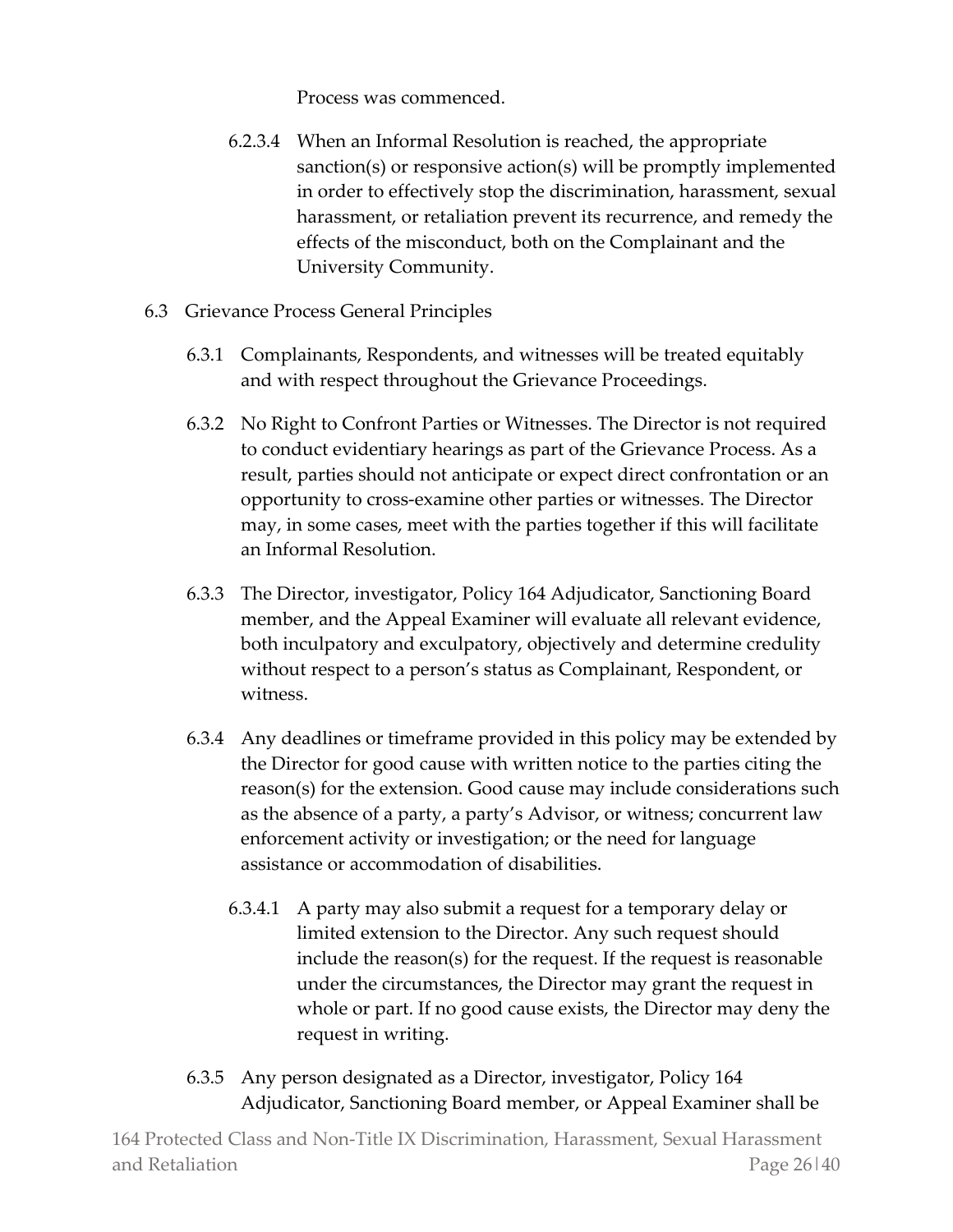Process was commenced.

6.2.3.4 When an Informal Resolution is reached, the appropriate sanction(s) or responsive action(s) will be promptly implemented in order to effectively stop the discrimination, harassment, sexual harassment, or retaliation prevent its recurrence, and remedy the effects of the misconduct, both on the Complainant and the University Community.

6.3 Grievance Process General Principles

6.3.1 Complainants, Respondents, and witnesses will be treated equitably and with respect throughout the Grievance Proceedings.

6.3.2 No Right to Confront Parties or Witnesses. The Director is not required to conduct evidentiary hearings as part of the Grievance Process. As a result, parties should not anticipate or expect direct confrontation or an opportunity to cross-examine other parties or witnesses. The Director may, in some cases, meet with the parties together if this will facilitate an Informal Resolution.

6.3.3 The Director, investigator, Policy 164 Adjudicator, Sanctioning Board member, and the Appeal Examiner will evaluate all relevant evidence, both inculpatory and exculpatory, objectively and determine credulity without respect to a person's status as Complainant, Respondent, or witness.

6.3.4 Any deadlines or timeframe provided in this policy may be extended by the Director for good cause with written notice to the parties citing the reason(s) for the extension. Good cause may include considerations such as the absence of a party, a party's Advisor, or witness; concurrent law enforcement activity or investigation; or the need for language assistance or accommodation of disabilities.

6.3.4.1 A party may also submit a request for a temporary delay or limited extension to the Director. Any such request should include the reason(s) for the request. If the request is reasonable under the circumstances, the Director may grant the request in whole or part. If no good cause exists, the Director may deny the request in writing.

6.3.5 Any person designated as a Director, investigator, Policy 164 Adjudicator, Sanctioning Board member, or Appeal Examiner shall be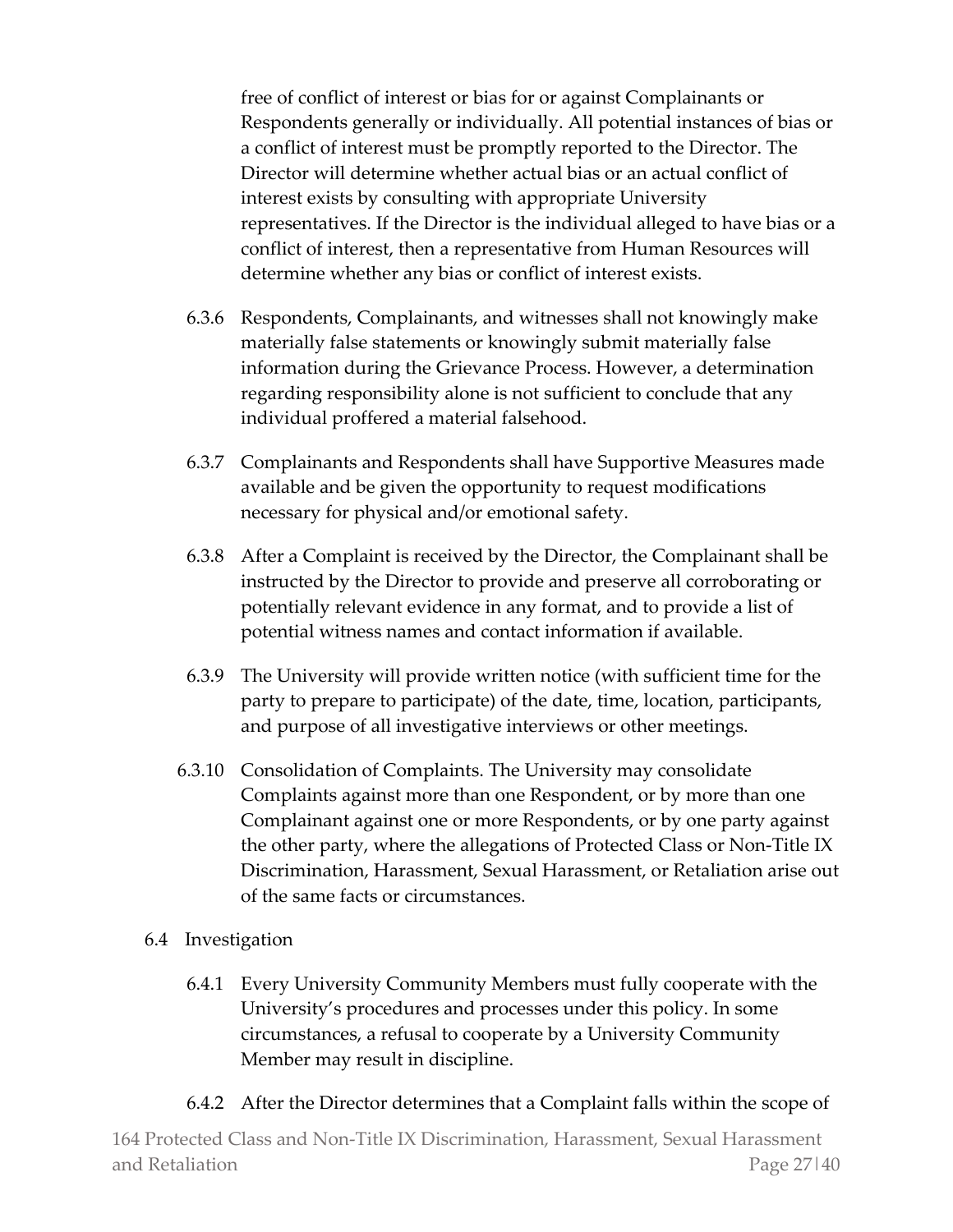free of conflict of interest or bias for or against Complainants or Respondents generally or individually. All potential instances of bias or a conflict of interest must be promptly reported to the Director. The Director will determine whether actual bias or an actual conflict of interest exists by consulting with appropriate University representatives. If the Director is the individual alleged to have bias or a conflict of interest, then a representative from Human Resources will determine whether any bias or conflict of interest exists.

6.3.6 Respondents, Complainants, and witnesses shall not knowingly make materially false statements or knowingly submit materially false information during the Grievance Process. However, a determination regarding responsibility alone is not sufficient to conclude that any individual proffered a material falsehood.

6.3.7 Complainants and Respondents shall have Supportive Measures made available and be given the opportunity to request modifications necessary for physical and/or emotional safety.

6.3.8 After a Complaint is received by the Director, the Complainant shall be instructed by the Director to provide and preserve all corroborating or potentially relevant evidence in any format, and to provide a list of potential witness names and contact information if available.

6.3.9 The University will provide written notice (with sufficient time for the party to prepare to participate) of the date, time, location, participants, and purpose of all investigative interviews or other meetings.

6.3.10 Consolidation of Complaints. The University may consolidate Complaints against more than one Respondent, or by more than one Complainant against one or more Respondents, or by one party against the other party, where the allegations of Protected Class or Non-Title IX Discrimination, Harassment, Sexual Harassment, or Retaliation arise out of the same facts or circumstances.

6.4 Investigation

6.4.1 Every University Community Members must fully cooperate with the University's procedures and processes under this policy. In some circumstances, a refusal to cooperate by a University Community Member may result in discipline.

6.4.2 After the Director determines that a Complaint falls within the scope of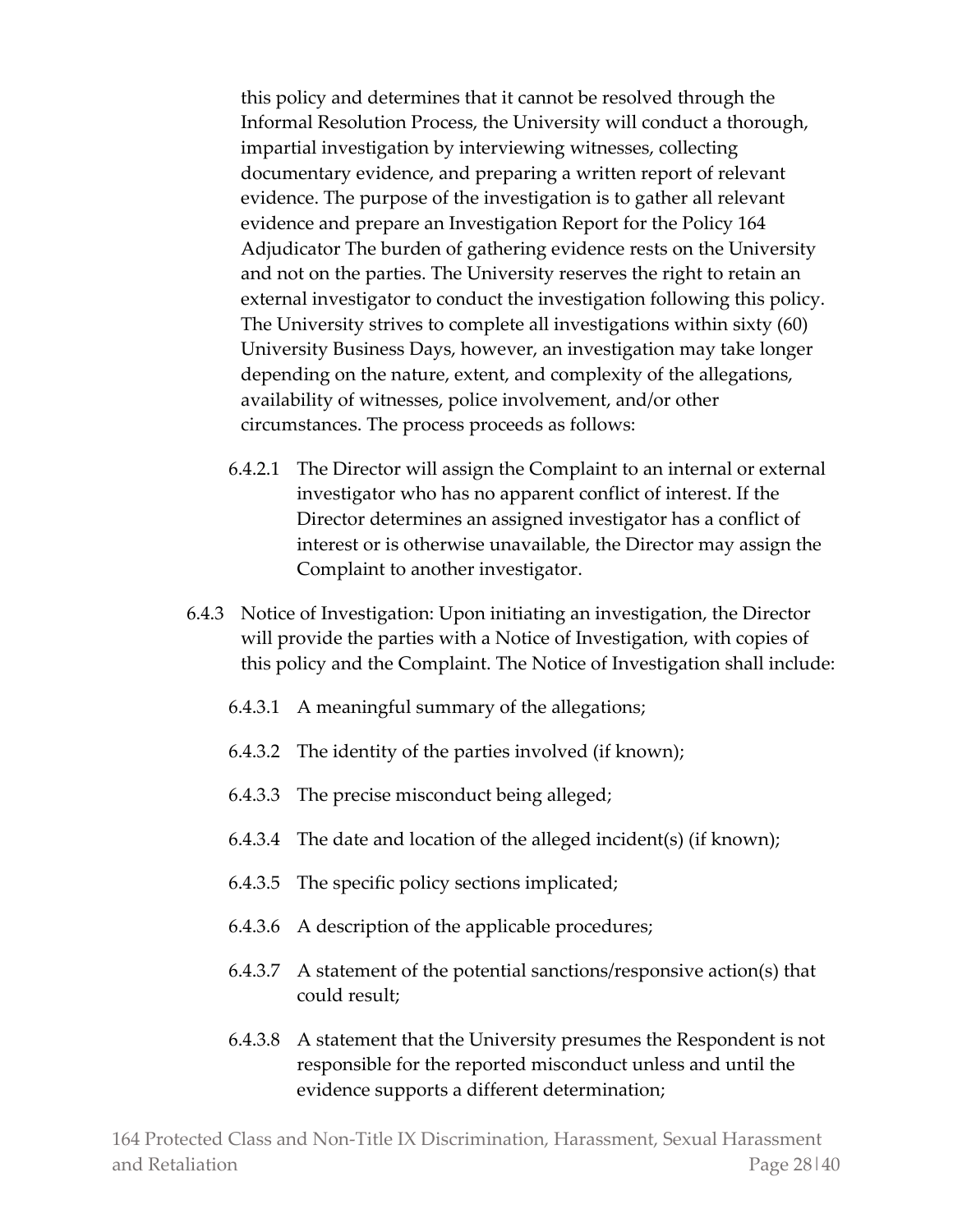this policy and determines that it cannot be resolved through the Informal Resolution Process, the University will conduct a thorough, impartial investigation by interviewing witnesses, collecting documentary evidence, and preparing a written report of relevant evidence. The purpose of the investigation is to gather all relevant evidence and prepare an Investigation Report for the Policy 164 Adjudicator The burden of gathering evidence rests on the University and not on the parties. The University reserves the right to retain an external investigator to conduct the investigation following this policy. The University strives to complete all investigations within sixty (60) University Business Days, however, an investigation may take longer depending on the nature, extent, and complexity of the allegations, availability of witnesses, police involvement, and/or other circumstances. The process proceeds as follows:

6.4.2.1 The Director will assign the Complaint to an internal or external investigator who has no apparent conflict of interest. If the Director determines an assigned investigator has a conflict of interest or is otherwise unavailable, the Director may assign the Complaint to another investigator.

6.4.3 Notice of Investigation: Upon initiating an investigation, the Director will provide the parties with a Notice of Investigation, with copies of this policy and the Complaint. The Notice of Investigation shall include:

6.4.3.1 A meaningful summary of the allegations;

6.4.3.2 The identity of the parties involved (if known);

6.4.3.3 The precise misconduct being alleged;

6.4.3.4 The date and location of the alleged incident(s) (if known);

6.4.3.5 The specific policy sections implicated;

6.4.3.6 A description of the applicable procedures;

6.4.3.7 A statement of the potential sanctions/responsive action(s) that could result;

6.4.3.8 A statement that the University presumes the Respondent is not responsible for the reported misconduct unless and until the evidence supports a different determination;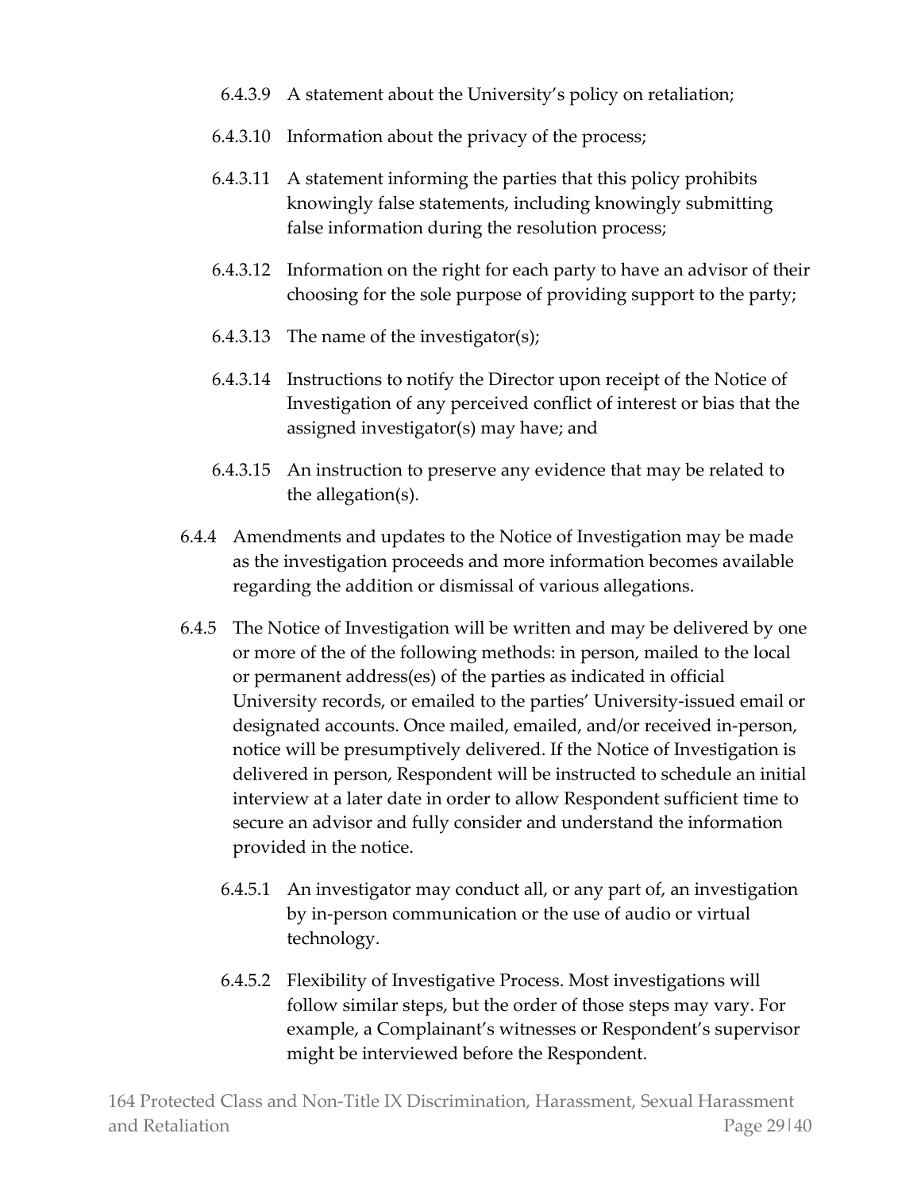6.4.3.9 A statement about the University's policy on retaliation;

6.4.3.10 Information about the privacy of the process;

6.4.3.11 A statement informing the parties that this policy prohibits knowingly false statements, including knowingly submitting false information during the resolution process;

6.4.3.12 Information on the right for each party to have an advisor of their choosing for the sole purpose of providing support to the party;

6.4.3.13 The name of the investigator(s);

6.4.3.14 Instructions to notify the Director upon receipt of the Notice of Investigation of any perceived conflict of interest or bias that the assigned investigator(s) may have; and

6.4.3.15 An instruction to preserve any evidence that may be related to the allegation(s).

6.4.4 Amendments and updates to the Notice of Investigation may be made as the investigation proceeds and more information becomes available regarding the addition or dismissal of various allegations.

6.4.5 The Notice of Investigation will be written and may be delivered by one or more of the of the following methods: in person, mailed to the local or permanent address(es) of the parties as indicated in official University records, or emailed to the parties' University-issued email or designated accounts. Once mailed, emailed, and/or received in-person, notice will be presumptively delivered. If the Notice of Investigation is delivered in person, Respondent will be instructed to schedule an initial interview at a later date in order to allow Respondent sufficient time to secure an advisor and fully consider and understand the information provided in the notice.

6.4.5.1 An investigator may conduct all, or any part of, an investigation by in-person communication or the use of audio or virtual technology.

6.4.5.2 Flexibility of Investigative Process. Most investigations will follow similar steps, but the order of those steps may vary. For example, a Complainant's witnesses or Respondent's supervisor might be interviewed before the Respondent.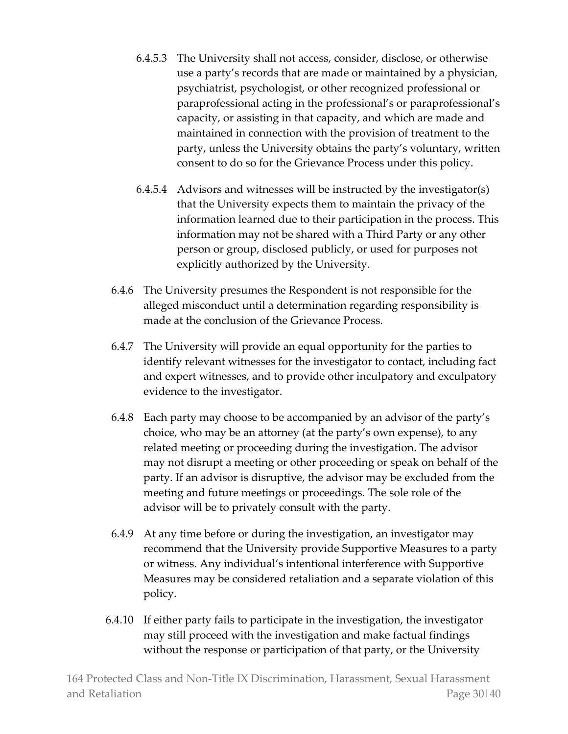6.4.5.3 The University shall not access, consider, disclose, or otherwise use a party's records that are made or maintained by a physician, psychiatrist, psychologist, or other recognized professional or paraprofessional acting in the professional's or paraprofessional's capacity, or assisting in that capacity, and which are made and maintained in connection with the provision of treatment to the party, unless the University obtains the party's voluntary, written consent to do so for the Grievance Process under this policy.

6.4.5.4 Advisors and witnesses will be instructed by the investigator(s) that the University expects them to maintain the privacy of the information learned due to their participation in the process. This information may not be shared with a Third Party or any other person or group, disclosed publicly, or used for purposes not explicitly authorized by the University.

6.4.6 The University presumes the Respondent is not responsible for the alleged misconduct until a determination regarding responsibility is made at the conclusion of the Grievance Process.

6.4.7 The University will provide an equal opportunity for the parties to identify relevant witnesses for the investigator to contact, including fact and expert witnesses, and to provide other inculpatory and exculpatory evidence to the investigator.

6.4.8 Each party may choose to be accompanied by an advisor of the party's choice, who may be an attorney (at the party's own expense), to any related meeting or proceeding during the investigation. The advisor may not disrupt a meeting or other proceeding or speak on behalf of the party. If an advisor is disruptive, the advisor may be excluded from the meeting and future meetings or proceedings. The sole role of the advisor will be to privately consult with the party.

6.4.9 At any time before or during the investigation, an investigator may recommend that the University provide Supportive Measures to a party or witness. Any individual's intentional interference with Supportive Measures may be considered retaliation and a separate violation of this policy.

6.4.10 If either party fails to participate in the investigation, the investigator may still proceed with the investigation and make factual findings without the response or participation of that party, or the University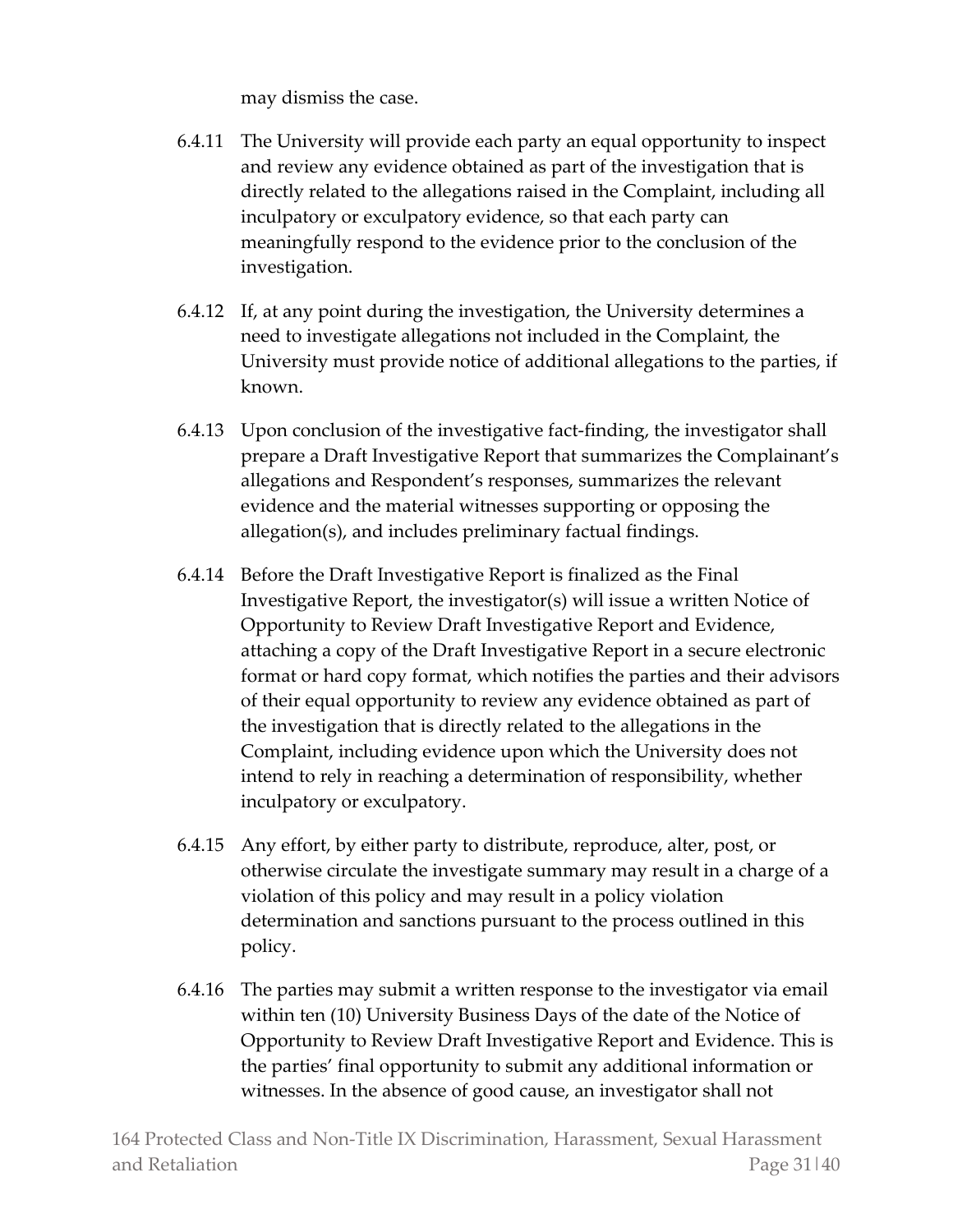may dismiss the case.

6.4.11 The University will provide each party an equal opportunity to inspect and review any evidence obtained as part of the investigation that is directly related to the allegations raised in the Complaint, including all inculpatory or exculpatory evidence, so that each party can meaningfully respond to the evidence prior to the conclusion of the investigation.

6.4.12 If, at any point during the investigation, the University determines a need to investigate allegations not included in the Complaint, the University must provide notice of additional allegations to the parties, if known.

6.4.13 Upon conclusion of the investigative fact-finding, the investigator shall prepare a Draft Investigative Report that summarizes the Complainant's allegations and Respondent's responses, summarizes the relevant evidence and the material witnesses supporting or opposing the allegation(s), and includes preliminary factual findings.

6.4.14 Before the Draft Investigative Report is finalized as the Final Investigative Report, the investigator(s) will issue a written Notice of Opportunity to Review Draft Investigative Report and Evidence, attaching a copy of the Draft Investigative Report in a secure electronic format or hard copy format, which notifies the parties and their advisors of their equal opportunity to review any evidence obtained as part of the investigation that is directly related to the allegations in the Complaint, including evidence upon which the University does not intend to rely in reaching a determination of responsibility, whether inculpatory or exculpatory.

6.4.15 Any effort, by either party to distribute, reproduce, alter, post, or otherwise circulate the investigate summary may result in a charge of a violation of this policy and may result in a policy violation determination and sanctions pursuant to the process outlined in this policy.

6.4.16 The parties may submit a written response to the investigator via email within ten (10) University Business Days of the date of the Notice of Opportunity to Review Draft Investigative Report and Evidence. This is the parties' final opportunity to submit any additional information or witnesses. In the absence of good cause, an investigator shall not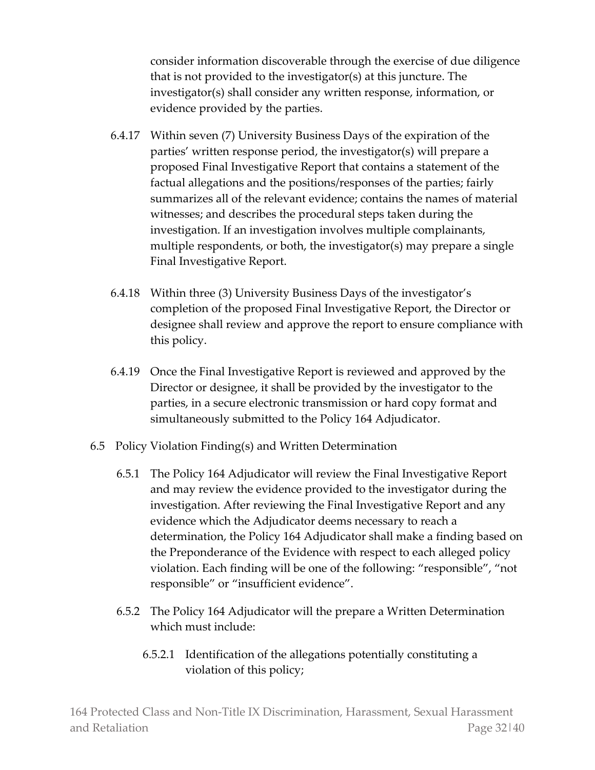consider information discoverable through the exercise of due diligence that is not provided to the investigator(s) at this juncture. The investigator(s) shall consider any written response, information, or evidence provided by the parties.

6.4.17 Within seven (7) University Business Days of the expiration of the parties' written response period, the investigator(s) will prepare a proposed Final Investigative Report that contains a statement of the factual allegations and the positions/responses of the parties; fairly summarizes all of the relevant evidence; contains the names of material witnesses; and describes the procedural steps taken during the investigation. If an investigation involves multiple complainants, multiple respondents, or both, the investigator(s) may prepare a single Final Investigative Report.

6.4.18 Within three (3) University Business Days of the investigator's completion of the proposed Final Investigative Report, the Director or designee shall review and approve the report to ensure compliance with this policy.

6.4.19 Once the Final Investigative Report is reviewed and approved by the Director or designee, it shall be provided by the investigator to the parties, in a secure electronic transmission or hard copy format and simultaneously submitted to the Policy 164 Adjudicator.

6.5 Policy Violation Finding(s) and Written Determination

6.5.1 The Policy 164 Adjudicator will review the Final Investigative Report and may review the evidence provided to the investigator during the investigation. After reviewing the Final Investigative Report and any evidence which the Adjudicator deems necessary to reach a determination, the Policy 164 Adjudicator shall make a finding based on the Preponderance of the Evidence with respect to each alleged policy violation. Each finding will be one of the following: "responsible", "not responsible" or "insufficient evidence".

6.5.2 The Policy 164 Adjudicator will the prepare a Written Determination which must include:

6.5.2.1 Identification of the allegations potentially constituting a violation of this policy;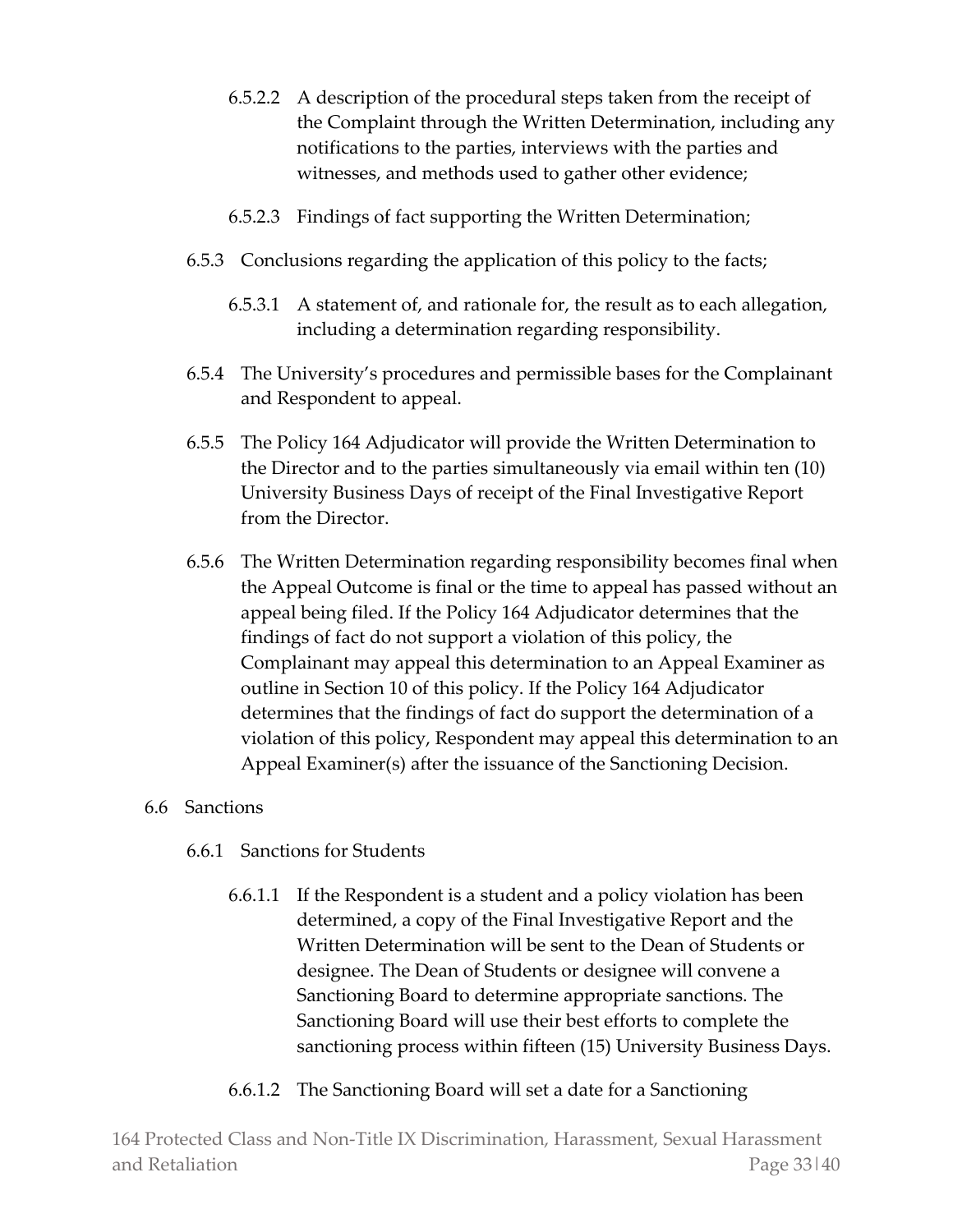6.5.2.2 A description of the procedural steps taken from the receipt of the Complaint through the Written Determination, including any notifications to the parties, interviews with the parties and witnesses, and methods used to gather other evidence;

6.5.2.3 Findings of fact supporting the Written Determination;

6.5.3 Conclusions regarding the application of this policy to the facts;

6.5.3.1 A statement of, and rationale for, the result as to each allegation, including a determination regarding responsibility.

6.5.4 The University's procedures and permissible bases for the Complainant and Respondent to appeal.

6.5.5 The Policy 164 Adjudicator will provide the Written Determination to the Director and to the parties simultaneously via email within ten (10) University Business Days of receipt of the Final Investigative Report from the Director.

6.5.6 The Written Determination regarding responsibility becomes final when the Appeal Outcome is final or the time to appeal has passed without an appeal being filed. If the Policy 164 Adjudicator determines that the findings of fact do not support a violation of this policy, the Complainant may appeal this determination to an Appeal Examiner as outline in Section 10 of this policy. If the Policy 164 Adjudicator determines that the findings of fact do support the determination of a violation of this policy, Respondent may appeal this determination to an Appeal Examiner(s) after the issuance of the Sanctioning Decision.

6.6 Sanctions

6.6.1 Sanctions for Students

6.6.1.1 If the Respondent is a student and a policy violation has been determined, a copy of the Final Investigative Report and the Written Determination will be sent to the Dean of Students or designee. The Dean of Students or designee will convene a Sanctioning Board to determine appropriate sanctions. The Sanctioning Board will use their best efforts to complete the sanctioning process within fifteen (15) University Business Days.

6.6.1.2 The Sanctioning Board will set a date for a Sanctioning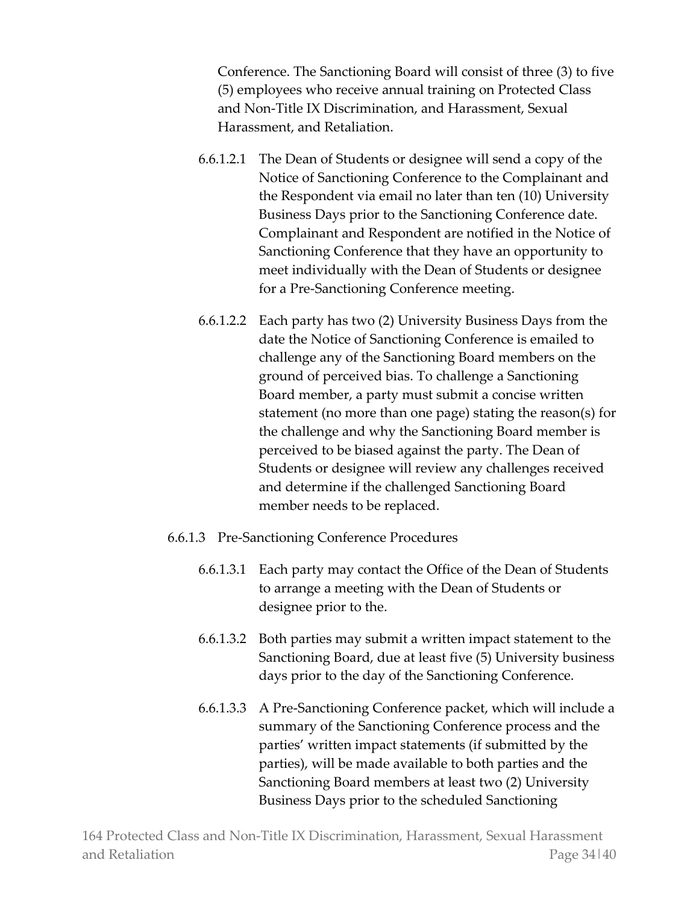Conference. The Sanctioning Board will consist of three (3) to five (5) employees who receive annual training on Protected Class and Non-Title IX Discrimination, and Harassment, Sexual Harassment, and Retaliation.

6.6.1.2.1 The Dean of Students or designee will send a copy of the Notice of Sanctioning Conference to the Complainant and the Respondent via email no later than ten (10) University Business Days prior to the Sanctioning Conference date. Complainant and Respondent are notified in the Notice of Sanctioning Conference that they have an opportunity to meet individually with the Dean of Students or designee for a Pre-Sanctioning Conference meeting.

6.6.1.2.2 Each party has two (2) University Business Days from the date the Notice of Sanctioning Conference is emailed to challenge any of the Sanctioning Board members on the ground of perceived bias. To challenge a Sanctioning Board member, a party must submit a concise written statement (no more than one page) stating the reason(s) for the challenge and why the Sanctioning Board member is perceived to be biased against the party. The Dean of Students or designee will review any challenges received and determine if the challenged Sanctioning Board member needs to be replaced.

6.6.1.3 Pre-Sanctioning Conference Procedures

6.6.1.3.1 Each party may contact the Office of the Dean of Students to arrange a meeting with the Dean of Students or designee prior to the.

6.6.1.3.2 Both parties may submit a written impact statement to the Sanctioning Board, due at least five (5) University business days prior to the day of the Sanctioning Conference.

6.6.1.3.3 A Pre-Sanctioning Conference packet, which will include a summary of the Sanctioning Conference process and the parties' written impact statements (if submitted by the parties), will be made available to both parties and the Sanctioning Board members at least two (2) University Business Days prior to the scheduled Sanctioning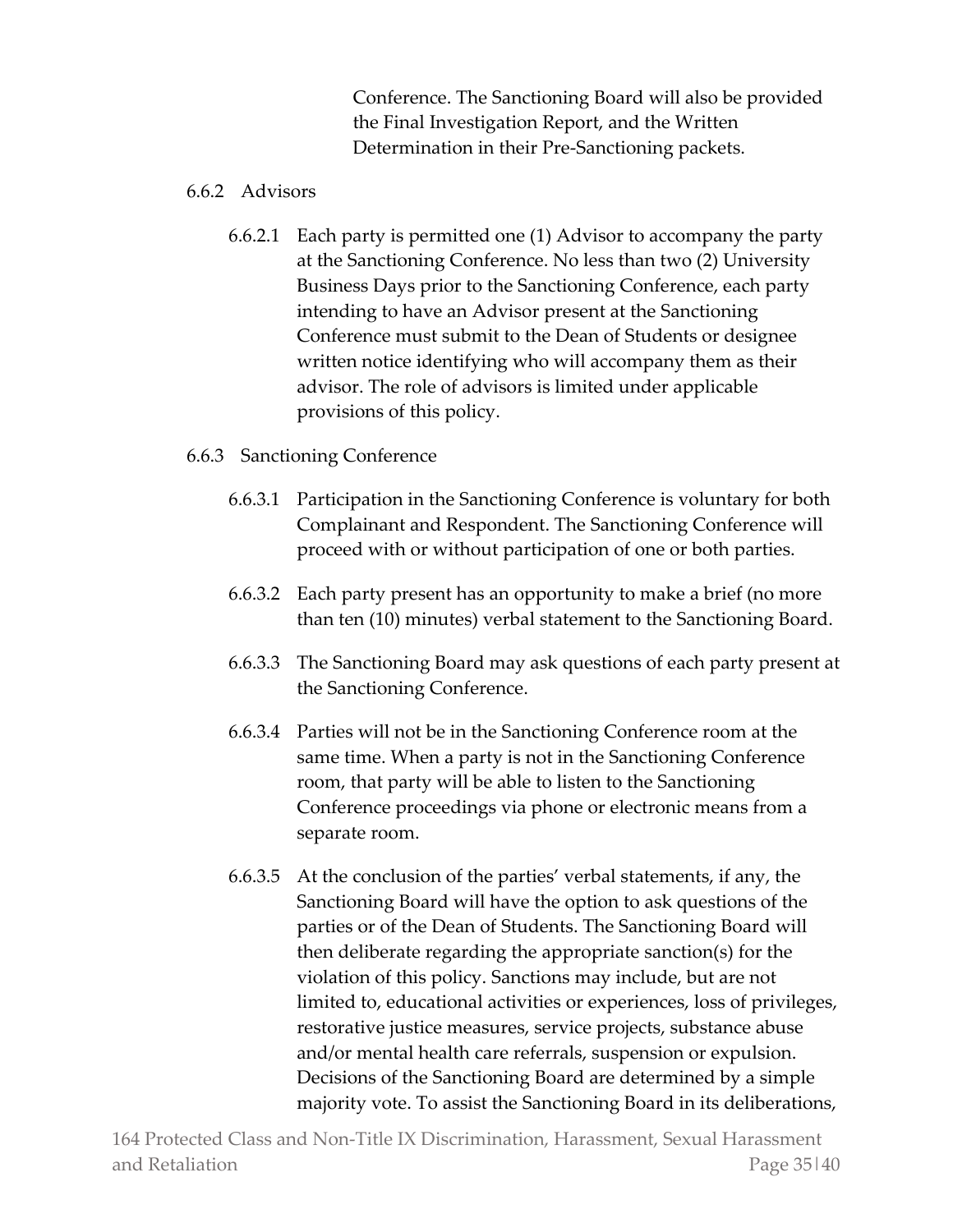Conference. The Sanctioning Board will also be provided the Final Investigation Report, and the Written Determination in their Pre-Sanctioning packets.

6.6.2 Advisors

6.6.2.1 Each party is permitted one (1) Advisor to accompany the party at the Sanctioning Conference. No less than two (2) University Business Days prior to the Sanctioning Conference, each party intending to have an Advisor present at the Sanctioning Conference must submit to the Dean of Students or designee written notice identifying who will accompany them as their advisor. The role of advisors is limited under applicable provisions of this policy.

6.6.3 Sanctioning Conference

6.6.3.1 Participation in the Sanctioning Conference is voluntary for both Complainant and Respondent. The Sanctioning Conference will proceed with or without participation of one or both parties.

6.6.3.2 Each party present has an opportunity to make a brief (no more than ten (10) minutes) verbal statement to the Sanctioning Board.

6.6.3.3 The Sanctioning Board may ask questions of each party present at the Sanctioning Conference.

6.6.3.4 Parties will not be in the Sanctioning Conference room at the same time. When a party is not in the Sanctioning Conference room, that party will be able to listen to the Sanctioning Conference proceedings via phone or electronic means from a separate room.

6.6.3.5 At the conclusion of the parties' verbal statements, if any, the Sanctioning Board will have the option to ask questions of the parties or of the Dean of Students. The Sanctioning Board will then deliberate regarding the appropriate sanction(s) for the violation of this policy. Sanctions may include, but are not limited to, educational activities or experiences, loss of privileges, restorative justice measures, service projects, substance abuse and/or mental health care referrals, suspension or expulsion. Decisions of the Sanctioning Board are determined by a simple majority vote. To assist the Sanctioning Board in its deliberations,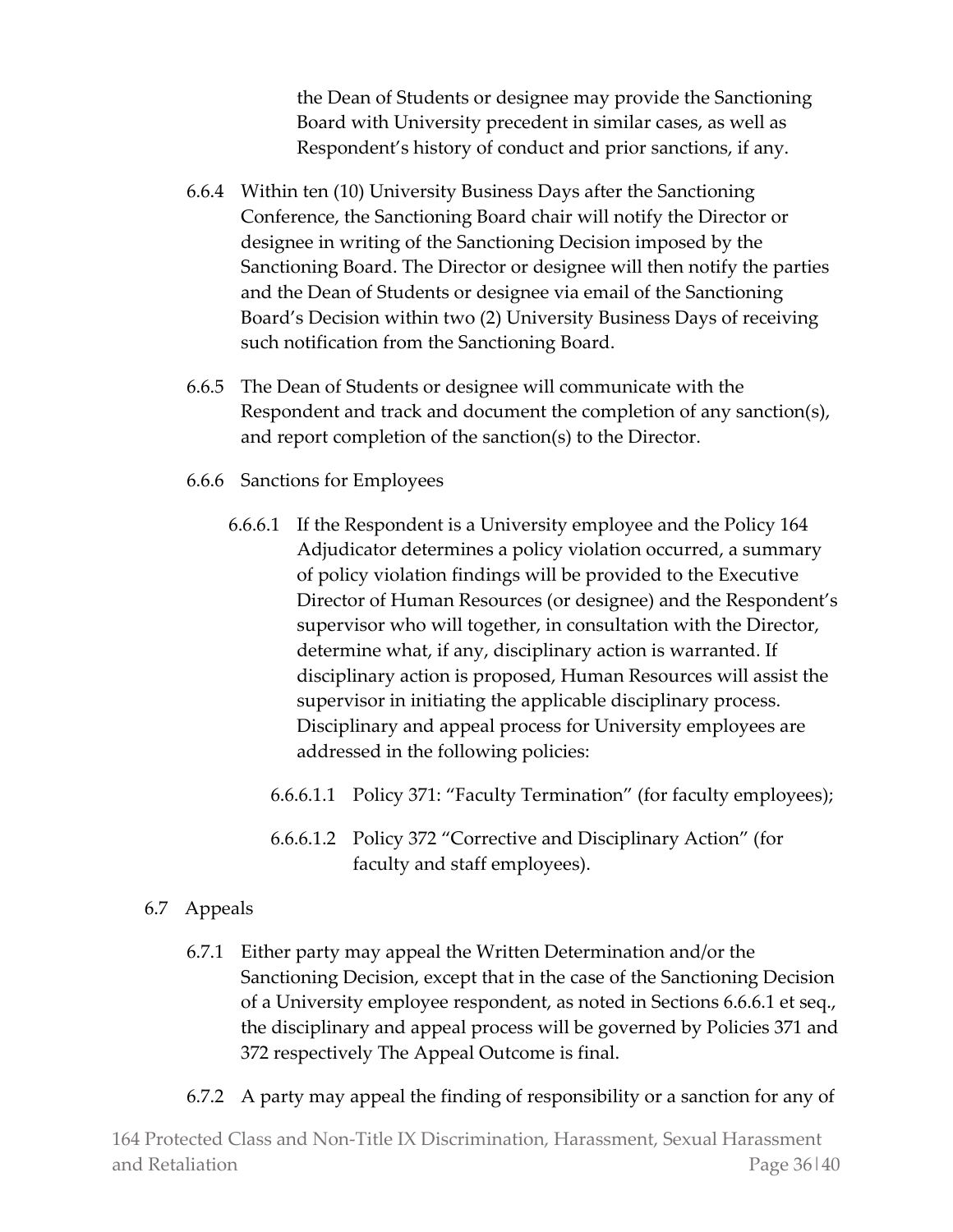the Dean of Students or designee may provide the Sanctioning Board with University precedent in similar cases, as well as Respondent's history of conduct and prior sanctions, if any.

6.6.4 Within ten (10) University Business Days after the Sanctioning Conference, the Sanctioning Board chair will notify the Director or designee in writing of the Sanctioning Decision imposed by the Sanctioning Board. The Director or designee will then notify the parties and the Dean of Students or designee via email of the Sanctioning Board's Decision within two (2) University Business Days of receiving such notification from the Sanctioning Board.

6.6.5 The Dean of Students or designee will communicate with the Respondent and track and document the completion of any sanction(s), and report completion of the sanction(s) to the Director.

6.6.6 Sanctions for Employees

6.6.6.1 If the Respondent is a University employee and the Policy 164 Adjudicator determines a policy violation occurred, a summary of policy violation findings will be provided to the Executive Director of Human Resources (or designee) and the Respondent's supervisor who will together, in consultation with the Director, determine what, if any, disciplinary action is warranted. If disciplinary action is proposed, Human Resources will assist the supervisor in initiating the applicable disciplinary process. Disciplinary and appeal process for University employees are addressed in the following policies:

6.6.6.1.1 Policy 371: "Faculty Termination" (for faculty employees);

6.6.6.1.2 Policy 372 "Corrective and Disciplinary Action" (for faculty and staff employees).

6.7 Appeals

6.7.1 Either party may appeal the Written Determination and/or the Sanctioning Decision, except that in the case of the Sanctioning Decision of a University employee respondent, as noted in Sections 6.6.6.1 et seq., the disciplinary and appeal process will be governed by Policies 371 and 372 respectively The Appeal Outcome is final.

6.7.2 A party may appeal the finding of responsibility or a sanction for any of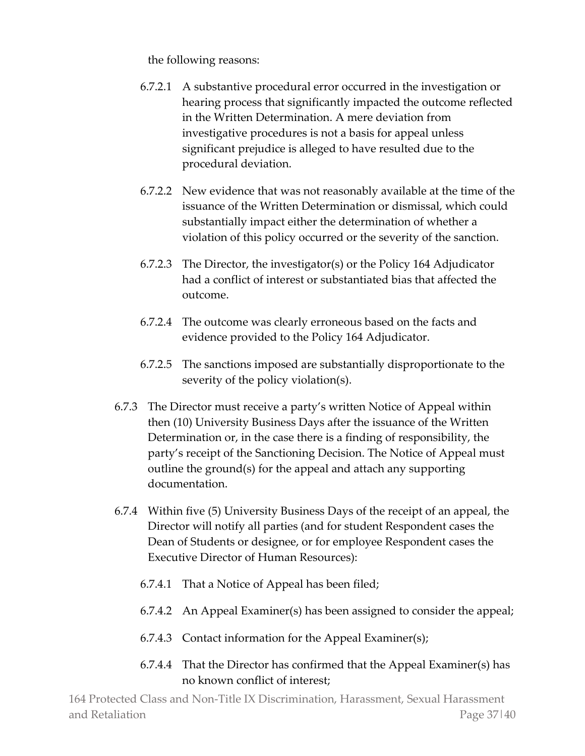the following reasons:

- 6.7.2.1 A substantive procedural error occurred in the investigation or hearing process that significantly impacted the outcome reflected in the Written Determination. A mere deviation from investigative procedures is not a basis for appeal unless significant prejudice is alleged to have resulted due to the procedural deviation.

- 6.7.2.2 New evidence that was not reasonably available at the time of the issuance of the Written Determination or dismissal, which could substantially impact either the determination of whether a violation of this policy occurred or the severity of the sanction.

- 6.7.2.3 The Director, the investigator(s) or the Policy 164 Adjudicator had a conflict of interest or substantiated bias that affected the outcome.

- 6.7.2.4 The outcome was clearly erroneous based on the facts and evidence provided to the Policy 164 Adjudicator.

- 6.7.2.5 The sanctions imposed are substantially disproportionate to the severity of the policy violation(s).

6.7.3 The Director must receive a party's written Notice of Appeal within then (10) University Business Days after the issuance of the Written Determination or, in the case there is a finding of responsibility, the party's receipt of the Sanctioning Decision. The Notice of Appeal must outline the ground(s) for the appeal and attach any supporting documentation.

6.7.4 Within five (5) University Business Days of the receipt of an appeal, the Director will notify all parties (and for student Respondent cases the Dean of Students or designee, or for employee Respondent cases the Executive Director of Human Resources):

- 6.7.4.1 That a Notice of Appeal has been filed;
- 6.7.4.2 An Appeal Examiner(s) has been assigned to consider the appeal;
- 6.7.4.3 Contact information for the Appeal Examiner(s);
- 6.7.4.4 That the Director has confirmed that the Appeal Examiner(s) has no known conflict of interest;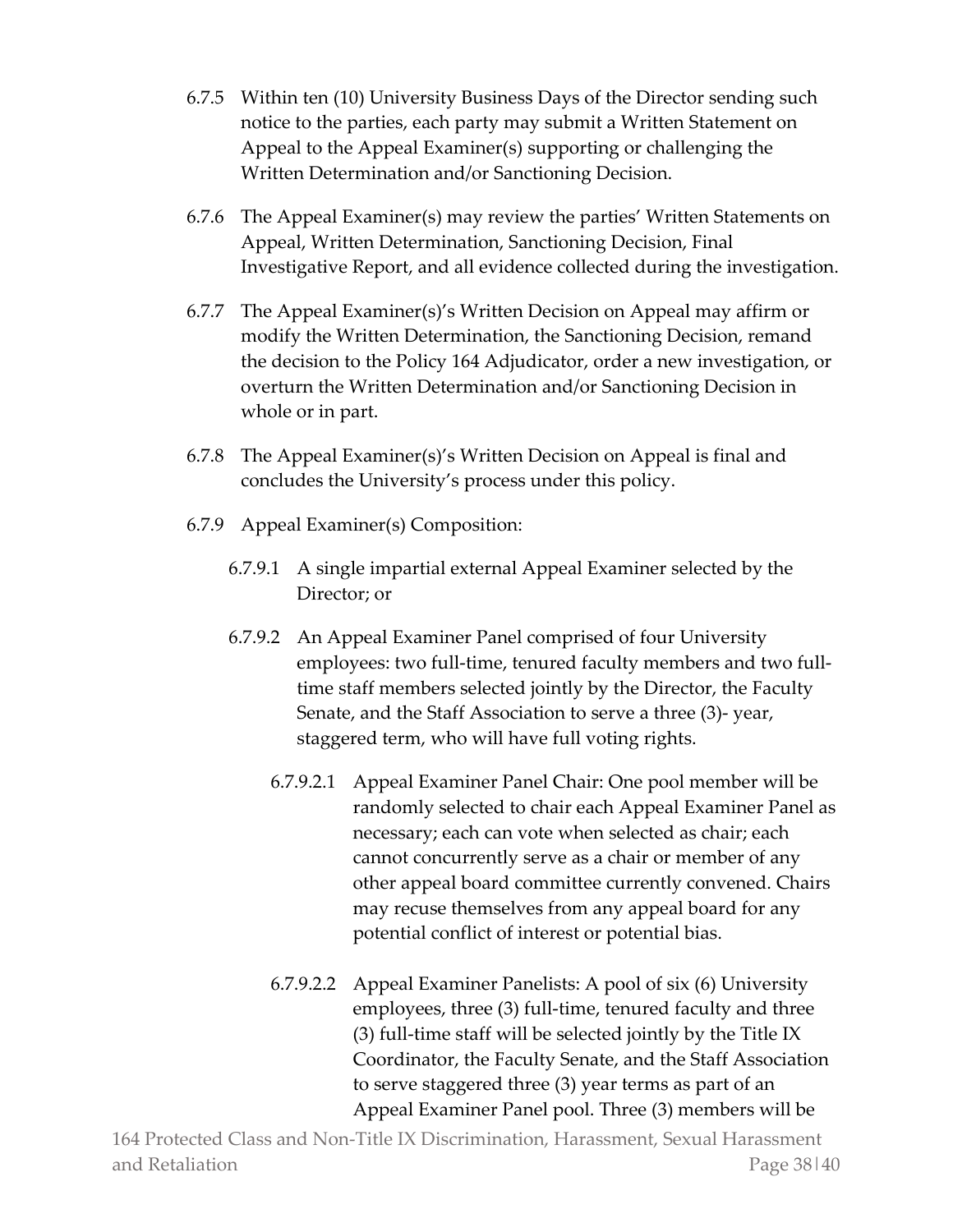6.7.5 Within ten (10) University Business Days of the Director sending such notice to the parties, each party may submit a Written Statement on Appeal to the Appeal Examiner(s) supporting or challenging the Written Determination and/or Sanctioning Decision.

6.7.6 The Appeal Examiner(s) may review the parties' Written Statements on Appeal, Written Determination, Sanctioning Decision, Final Investigative Report, and all evidence collected during the investigation.

6.7.7 The Appeal Examiner(s)'s Written Decision on Appeal may affirm or modify the Written Determination, the Sanctioning Decision, remand the decision to the Policy 164 Adjudicator, order a new investigation, or overturn the Written Determination and/or Sanctioning Decision in whole or in part.

6.7.8 The Appeal Examiner(s)'s Written Decision on Appeal is final and concludes the University's process under this policy.

6.7.9 Appeal Examiner(s) Composition:

6.7.9.1 A single impartial external Appeal Examiner selected by the Director; or

6.7.9.2 An Appeal Examiner Panel comprised of four University employees: two full-time, tenured faculty members and two full-time staff members selected jointly by the Director, the Faculty Senate, and the Staff Association to serve a three (3)- year, staggered term, who will have full voting rights.

6.7.9.2.1 Appeal Examiner Panel Chair: One pool member will be randomly selected to chair each Appeal Examiner Panel as necessary; each can vote when selected as chair; each cannot concurrently serve as a chair or member of any other appeal board committee currently convened. Chairs may recuse themselves from any appeal board for any potential conflict of interest or potential bias.

6.7.9.2.2 Appeal Examiner Panelists: A pool of six (6) University employees, three (3) full-time, tenured faculty and three (3) full-time staff will be selected jointly by the Title IX Coordinator, the Faculty Senate, and the Staff Association to serve staggered three (3) year terms as part of an Appeal Examiner Panel pool. Three (3) members will be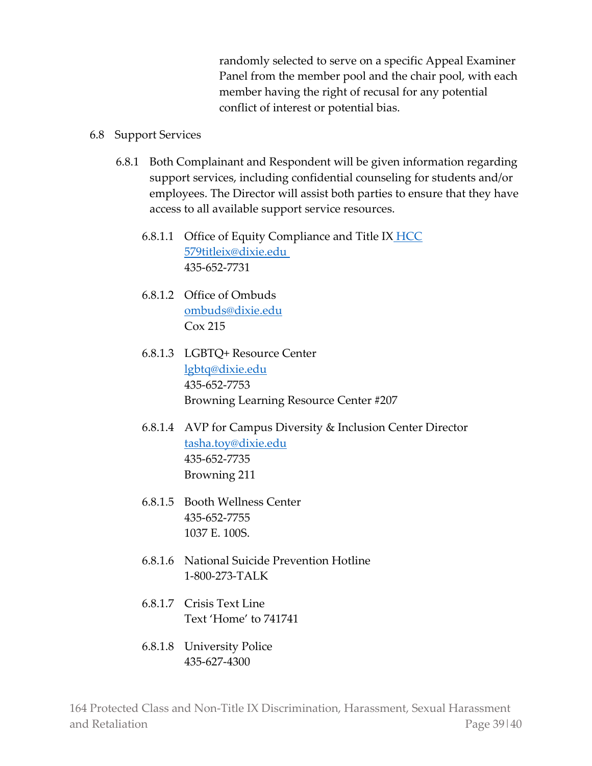randomly selected to serve on a specific Appeal Examiner Panel from the member pool and the chair pool, with each member having the right of recusal for any potential conflict of interest or potential bias.

6.8 Support Services

6.8.1 Both Complainant and Respondent will be given information regarding support services, including confidential counseling for students and/or employees. The Director will assist both parties to ensure that they have access to all available support service resources.

6.8.1.1 Office of Equity Compliance and Title IX HCC
579titleix@dixie.edu
435-652-7731

6.8.1.2 Office of Ombuds
ombuds@dixie.edu
Cox 215

6.8.1.3 LGBTQ+ Resource Center
lgbtq@dixie.edu
435-652-7753
Browning Learning Resource Center #207

6.8.1.4 AVP for Campus Diversity & Inclusion Center Director
tasha.toy@dixie.edu
435-652-7735
Browning 211

6.8.1.5 Booth Wellness Center
435-652-7755
1037 E. 100S.

6.8.1.6 National Suicide Prevention Hotline
1-800-273-TALK

6.8.1.7 Crisis Text Line
Text 'Home' to 741741

6.8.1.8 University Police
435-627-4300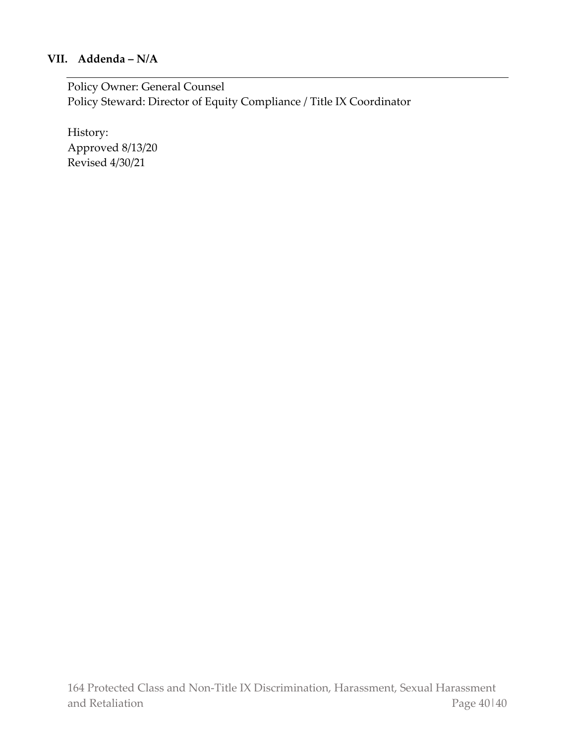## VII. Addenda – N/A

---

Policy Owner: General Counsel
Policy Steward: Director of Equity Compliance / Title IX Coordinator

History:
Approved 8/13/20
Revised 4/30/21